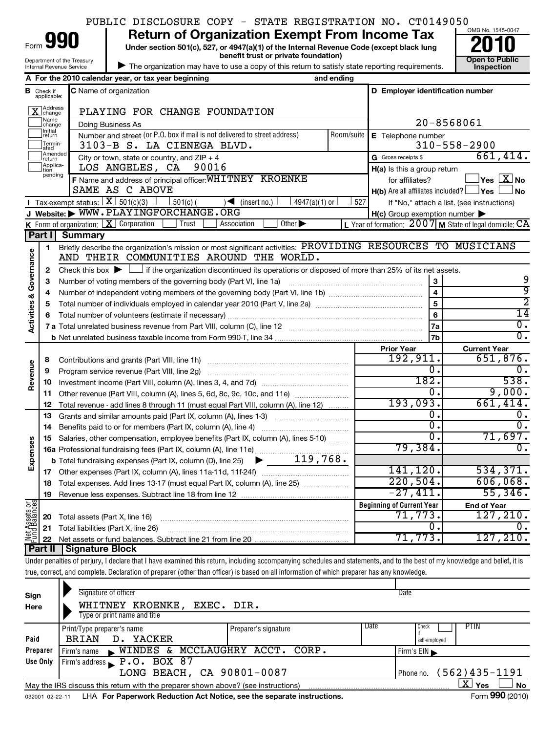PUBLIC DISCLOSURE COPY - STATE REGISTRATION NO. CT0149050

# Form 990 — Return of Organization Exempt From Income Tax

OMB No. 1545-0047

**2010**

Under section 501(c), 527, or 4947(a)(1) of the Internal Revenue Code (except black lung benefit trust or private foundation)

Department of the Treasury
Internal Revenue Service

▶ The organization may have to use a copy of this return to satisfy state reporting requirements.

**Open to Public Inspection**

**A** For the 2010 calendar year, or tax year beginning and ending

**B** Check if applicable:
- [X] Address change
- [ ] Name change
- [ ] Initial return
- [ ] Terminated
- [ ] Amended return
- [ ] Application pending

**C** Name of organization: PLAYING FOR CHANGE FOUNDATION

Doing Business As

Number and street (or P.O. box if mail is not delivered to street address): 3103-B S. LA CIENEGA BLVD. Room/suite

City or town, state or country, and ZIP + 4: LOS ANGELES, CA 90016

**D** Employer identification number: 20-8568061

**E** Telephone number: 310-558-2900

**G** Gross receipts $ 661,414.

**F** Name and address of principal officer: WHITNEY KROENKE
SAME AS C ABOVE

**H(a)** Is this a group return for affiliates? [ ] Yes [X] No

**H(b)** Are all affiliates included? [ ] Yes [ ] No
If "No," attach a list. (see instructions)

**H(c)** Group exemption number ▶

**I** Tax-exempt status: [X] 501(c)(3) [ ] 501(c) ( ) ◀ (insert no.) [ ] 4947(a)(1) or [ ] 527

**J** Website: ▶ WWW.PLAYINGFORCHANGE.ORG

**K** Form of organization: [X] Corporation [ ] Trust [ ] Association [ ] Other ▶

**L** Year of formation: 2007 **M** State of legal domicile: CA

## Part I Summary

### Activities & Governance

1. Briefly describe the organization's mission or most significant activities: PROVIDING RESOURCES TO MUSICIANS AND THEIR COMMUNITIES AROUND THE WORLD.
2. Check this box ▶ [ ] if the organization discontinued its operations or disposed of more than 25% of its net assets.

| | | | |
|---|---|---|---|
| 3 | Number of voting members of the governing body (Part VI, line 1a) | 3 | 9 |
| 4 | Number of independent voting members of the governing body (Part VI, line 1b) | 4 | 9 |
| 5 | Total number of individuals employed in calendar year 2010 (Part V, line 2a) | 5 | 2 |
| 6 | Total number of volunteers (estimate if necessary) | 6 | 14 |
| 7a | Total unrelated business revenue from Part VIII, column (C), line 12 | 7a | 0. |
| b | Net unrelated business taxable income from Form 990-T, line 34 | 7b | 0. |

### Revenue

| | | Prior Year | Current Year |
|---|---|---|---|
| 8 | Contributions and grants (Part VIII, line 1h) | 192,911. | 651,876. |
| 9 | Program service revenue (Part VIII, line 2g) | 0. | 0. |
| 10 | Investment income (Part VIII, column (A), lines 3, 4, and 7d) | 182. | 538. |
| 11 | Other revenue (Part VIII, column (A), lines 5, 6d, 8c, 9c, 10c, and 11e) | 0. | 9,000. |
| 12 | Total revenue - add lines 8 through 11 (must equal Part VIII, column (A), line 12) | 193,093. | 661,414. |

### Expenses

| | | Prior Year | Current Year |
|---|---|---|---|
| 13 | Grants and similar amounts paid (Part IX, column (A), lines 1-3) | 0. | 0. |
| 14 | Benefits paid to or for members (Part IX, column (A), line 4) | 0. | 0. |
| 15 | Salaries, other compensation, employee benefits (Part IX, column (A), lines 5-10) | 0. | 71,697. |
| 16a | Professional fundraising fees (Part IX, column (A), line 11e) | 79,384. | 0. |
| b | Total fundraising expenses (Part IX, column (D), line 25) ▶ 119,768. | | |
| 17 | Other expenses (Part IX, column (A), lines 11a-11d, 11f-24f) | 141,120. | 534,371. |
| 18 | Total expenses. Add lines 13-17 (must equal Part IX, column (A), line 25) | 220,504. | 606,068. |
| 19 | Revenue less expenses. Subtract line 18 from line 12 | -27,411. | 55,346. |

### Net Assets or Fund Balances

| | | Beginning of Current Year | End of Year |
|---|---|---|---|
| 20 | Total assets (Part X, line 16) | 71,773. | 127,210. |
| 21 | Total liabilities (Part X, line 26) | 0. | 0. |
| 22 | Net assets or fund balances. Subtract line 21 from line 20 | 71,773. | 127,210. |

## Part II Signature Block

Under penalties of perjury, I declare that I have examined this return, including accompanying schedules and statements, and to the best of my knowledge and belief, it is true, correct, and complete. Declaration of preparer (other than officer) is based on all information of which preparer has any knowledge.

**Sign Here**

Signature of officer — Date

WHITNEY KROENKE, EXEC. DIR.
Type or print name and title

**Paid Preparer Use Only**

| Print/Type preparer's name | Preparer's signature | Date | Check if self-employed | PTIN |
|---|---|---|---|---|
| BRIAN D. YACKER | | | [ ] | |

Firm's name ▶ WINDES & MCCLAUGHRY ACCT. CORP. — Firm's EIN ▶

Firm's address ▶ P.O. BOX 87, LONG BEACH, CA 90801-0087 — Phone no. (562)435-1191

May the IRS discuss this return with the preparer shown above? (see instructions) [X] Yes [ ] No

032001 02-22-11 LHA For Paperwork Reduction Act Notice, see the separate instructions. Form 990 (2010)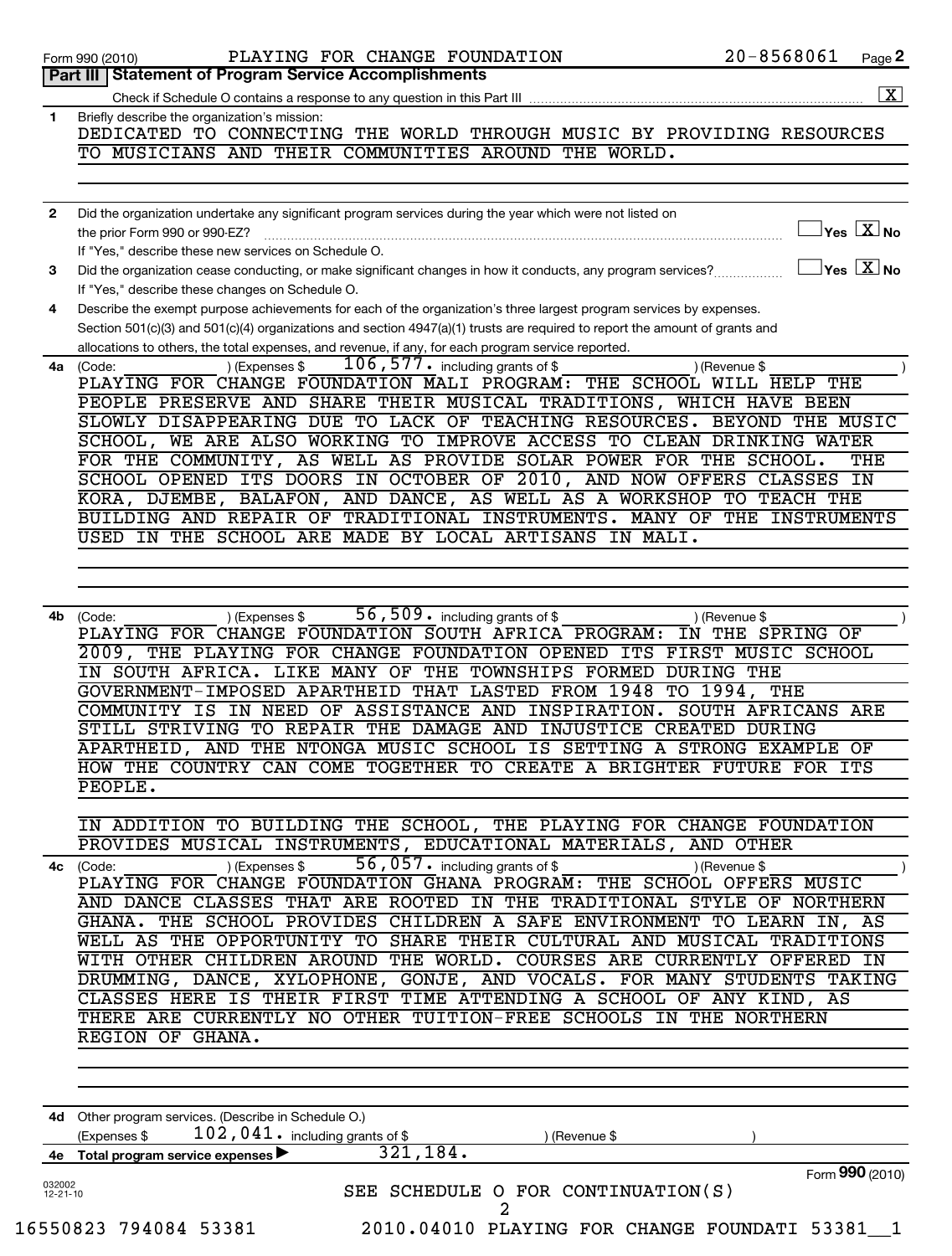Form 990 (2010) PLAYING FOR CHANGE FOUNDATION 20-8568061 Page 2

## Part III Statement of Program Service Accomplishments

Check if Schedule O contains a response to any question in this Part III ☒

**1** Briefly describe the organization's mission:

DEDICATED TO CONNECTING THE WORLD THROUGH MUSIC BY PROVIDING RESOURCES TO MUSICIANS AND THEIR COMMUNITIES AROUND THE WORLD.

**2** Did the organization undertake any significant program services during the year which were not listed on the prior Form 990 or 990-EZ? ☐ Yes ☒ No

If "Yes," describe these new services on Schedule O.

**3** Did the organization cease conducting, or make significant changes in how it conducts, any program services? ☐ Yes ☒ No

If "Yes," describe these changes on Schedule O.

**4** Describe the exempt purpose achievements for each of the organization's three largest program services by expenses. Section 501(c)(3) and 501(c)(4) organizations and section 4947(a)(1) trusts are required to report the amount of grants and allocations to others, the total expenses, and revenue, if any, for each program service reported.

**4a** (Code: ) (Expenses $ 106,577. including grants of $ ) (Revenue $ )

PLAYING FOR CHANGE FOUNDATION MALI PROGRAM: THE SCHOOL WILL HELP THE PEOPLE PRESERVE AND SHARE THEIR MUSICAL TRADITIONS, WHICH HAVE BEEN SLOWLY DISAPPEARING DUE TO LACK OF TEACHING RESOURCES. BEYOND THE MUSIC SCHOOL, WE ARE ALSO WORKING TO IMPROVE ACCESS TO CLEAN DRINKING WATER FOR THE COMMUNITY, AS WELL AS PROVIDE SOLAR POWER FOR THE SCHOOL. THE SCHOOL OPENED ITS DOORS IN OCTOBER OF 2010, AND NOW OFFERS CLASSES IN KORA, DJEMBE, BALAFON, AND DANCE, AS WELL AS A WORKSHOP TO TEACH THE BUILDING AND REPAIR OF TRADITIONAL INSTRUMENTS. MANY OF THE INSTRUMENTS USED IN THE SCHOOL ARE MADE BY LOCAL ARTISANS IN MALI.

**4b** (Code: ) (Expenses $ 56,509. including grants of $ ) (Revenue $ )

PLAYING FOR CHANGE FOUNDATION SOUTH AFRICA PROGRAM: IN THE SPRING OF 2009, THE PLAYING FOR CHANGE FOUNDATION OPENED ITS FIRST MUSIC SCHOOL IN SOUTH AFRICA. LIKE MANY OF THE TOWNSHIPS FORMED DURING THE GOVERNMENT-IMPOSED APARTHEID THAT LASTED FROM 1948 TO 1994, THE COMMUNITY IS IN NEED OF ASSISTANCE AND INSPIRATION. SOUTH AFRICANS ARE STILL STRIVING TO REPAIR THE DAMAGE AND INJUSTICE CREATED DURING APARTHEID, AND THE NTONGA MUSIC SCHOOL IS SETTING A STRONG EXAMPLE OF HOW THE COUNTRY CAN COME TOGETHER TO CREATE A BRIGHTER FUTURE FOR ITS PEOPLE.

IN ADDITION TO BUILDING THE SCHOOL, THE PLAYING FOR CHANGE FOUNDATION PROVIDES MUSICAL INSTRUMENTS, EDUCATIONAL MATERIALS, AND OTHER

**4c** (Code: ) (Expenses $ 56,057. including grants of $ ) (Revenue $ )

PLAYING FOR CHANGE FOUNDATION GHANA PROGRAM: THE SCHOOL OFFERS MUSIC AND DANCE CLASSES THAT ARE ROOTED IN THE TRADITIONAL STYLE OF NORTHERN GHANA. THE SCHOOL PROVIDES CHILDREN A SAFE ENVIRONMENT TO LEARN IN, AS WELL AS THE OPPORTUNITY TO SHARE THEIR CULTURAL AND MUSICAL TRADITIONS WITH OTHER CHILDREN AROUND THE WORLD. COURSES ARE CURRENTLY OFFERED IN DRUMMING, DANCE, XYLOPHONE, GONJE, AND VOCALS. FOR MANY STUDENTS TAKING CLASSES HERE IS THEIR FIRST TIME ATTENDING A SCHOOL OF ANY KIND, AS THERE ARE CURRENTLY NO OTHER TUITION-FREE SCHOOLS IN THE NORTHERN REGION OF GHANA.

**4d** Other program services. (Describe in Schedule O.)
(Expenses $ 102,041. including grants of $ ) (Revenue $ )

**4e Total program service expenses** ▶ 321,184.

Form **990** (2010)

SEE SCHEDULE O FOR CONTINUATION(S)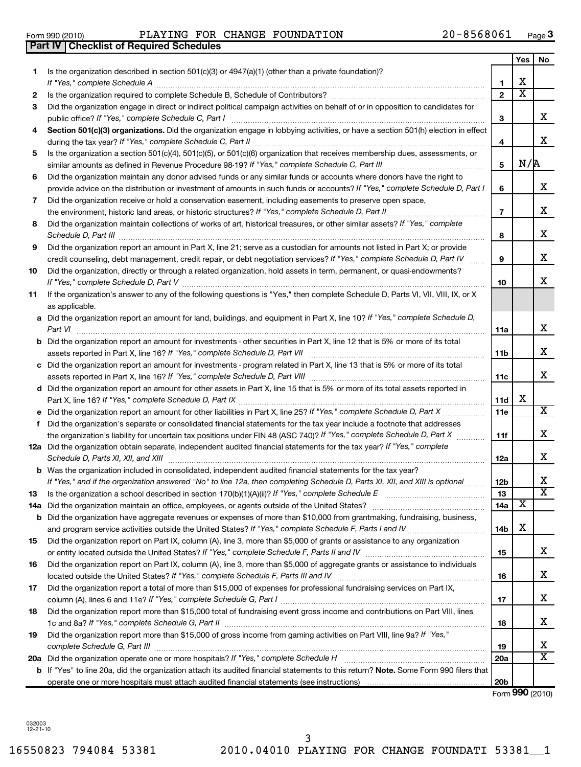Form 990 (2010) PLAYING FOR CHANGE FOUNDATION 20-8568061 Page 3

**Part IV Checklist of Required Schedules**

| | | | Yes | No |
|---|---|---|---|---|
| 1 | Is the organization described in section 501(c)(3) or 4947(a)(1) (other than a private foundation)? *If "Yes," complete Schedule A* | 1 | X | |
| 2 | Is the organization required to complete Schedule B, Schedule of Contributors? | 2 | X | |
| 3 | Did the organization engage in direct or indirect political campaign activities on behalf of or in opposition to candidates for public office? *If "Yes," complete Schedule C, Part I* | 3 | | X |
| 4 | **Section 501(c)(3) organizations.** Did the organization engage in lobbying activities, or have a section 501(h) election in effect during the tax year? *If "Yes," complete Schedule C, Part II* | 4 | | X |
| 5 | Is the organization a section 501(c)(4), 501(c)(5), or 501(c)(6) organization that receives membership dues, assessments, or similar amounts as defined in Revenue Procedure 98-19? *If "Yes," complete Schedule C, Part III* | 5 | N/A | |
| 6 | Did the organization maintain any donor advised funds or any similar funds or accounts where donors have the right to provide advice on the distribution or investment of amounts in such funds or accounts? *If "Yes," complete Schedule D, Part I* | 6 | | X |
| 7 | Did the organization receive or hold a conservation easement, including easements to preserve open space, the environment, historic land areas, or historic structures? *If "Yes," complete Schedule D, Part II* | 7 | | X |
| 8 | Did the organization maintain collections of works of art, historical treasures, or other similar assets? *If "Yes," complete Schedule D, Part III* | 8 | | X |
| 9 | Did the organization report an amount in Part X, line 21; serve as a custodian for amounts not listed in Part X; or provide credit counseling, debt management, credit repair, or debt negotiation services? *If "Yes," complete Schedule D, Part IV* | 9 | | X |
| 10 | Did the organization, directly or through a related organization, hold assets in term, permanent, or quasi-endowments? *If "Yes," complete Schedule D, Part V* | 10 | | X |
| 11 | If the organization's answer to any of the following questions is "Yes," then complete Schedule D, Parts VI, VII, VIII, IX, or X as applicable. | | | |
| a | Did the organization report an amount for land, buildings, and equipment in Part X, line 10? *If "Yes," complete Schedule D, Part VI* | 11a | | X |
| b | Did the organization report an amount for investments - other securities in Part X, line 12 that is 5% or more of its total assets reported in Part X, line 16? *If "Yes," complete Schedule D, Part VII* | 11b | | X |
| c | Did the organization report an amount for investments - program related in Part X, line 13 that is 5% or more of its total assets reported in Part X, line 16? *If "Yes," complete Schedule D, Part VIII* | 11c | | X |
| d | Did the organization report an amount for other assets in Part X, line 15 that is 5% or more of its total assets reported in Part X, line 16? *If "Yes," complete Schedule D, Part IX* | 11d | X | |
| e | Did the organization report an amount for other liabilities in Part X, line 25? *If "Yes," complete Schedule D, Part X* | 11e | | X |
| f | Did the organization's separate or consolidated financial statements for the tax year include a footnote that addresses the organization's liability for uncertain tax positions under FIN 48 (ASC 740)? *If "Yes," complete Schedule D, Part X* | 11f | | X |
| 12a | Did the organization obtain separate, independent audited financial statements for the tax year? *If "Yes," complete Schedule D, Parts XI, XII, and XIII* | 12a | | X |
| b | Was the organization included in consolidated, independent audited financial statements for the tax year? *If "Yes," and if the organization answered "No" to line 12a, then completing Schedule D, Parts XI, XII, and XIII is optional* | 12b | | X |
| 13 | Is the organization a school described in section 170(b)(1)(A)(ii)? *If "Yes," complete Schedule E* | 13 | | X |
| 14a | Did the organization maintain an office, employees, or agents outside of the United States? | 14a | X | |
| b | Did the organization have aggregate revenues or expenses of more than $10,000 from grantmaking, fundraising, business, and program service activities outside the United States? *If "Yes," complete Schedule F, Parts I and IV* | 14b | X | |
| 15 | Did the organization report on Part IX, column (A), line 3, more than $5,000 of grants or assistance to any organization or entity located outside the United States? *If "Yes," complete Schedule F, Parts II and IV* | 15 | | X |
| 16 | Did the organization report on Part IX, column (A), line 3, more than $5,000 of aggregate grants or assistance to individuals located outside the United States? *If "Yes," complete Schedule F, Parts III and IV* | 16 | | X |
| 17 | Did the organization report a total of more than $15,000 of expenses for professional fundraising services on Part IX, column (A), lines 6 and 11e? *If "Yes," complete Schedule G, Part I* | 17 | | X |
| 18 | Did the organization report more than $15,000 total of fundraising event gross income and contributions on Part VIII, lines 1c and 8a? *If "Yes," complete Schedule G, Part II* | 18 | | X |
| 19 | Did the organization report more than $15,000 of gross income from gaming activities on Part VIII, line 9a? *If "Yes," complete Schedule G, Part III* | 19 | | X |
| 20a | Did the organization operate one or more hospitals? *If "Yes," complete Schedule H* | 20a | | X |
| b | If "Yes" to line 20a, did the organization attach its audited financial statements to this return? **Note.** Some Form 990 filers that operate one or more hospitals must attach audited financial statements (see instructions) | 20b | | |

Form **990** (2010)

032003 12-21-10

16550823 794084 53381 2010.04010 PLAYING FOR CHANGE FOUNDATI 53381__1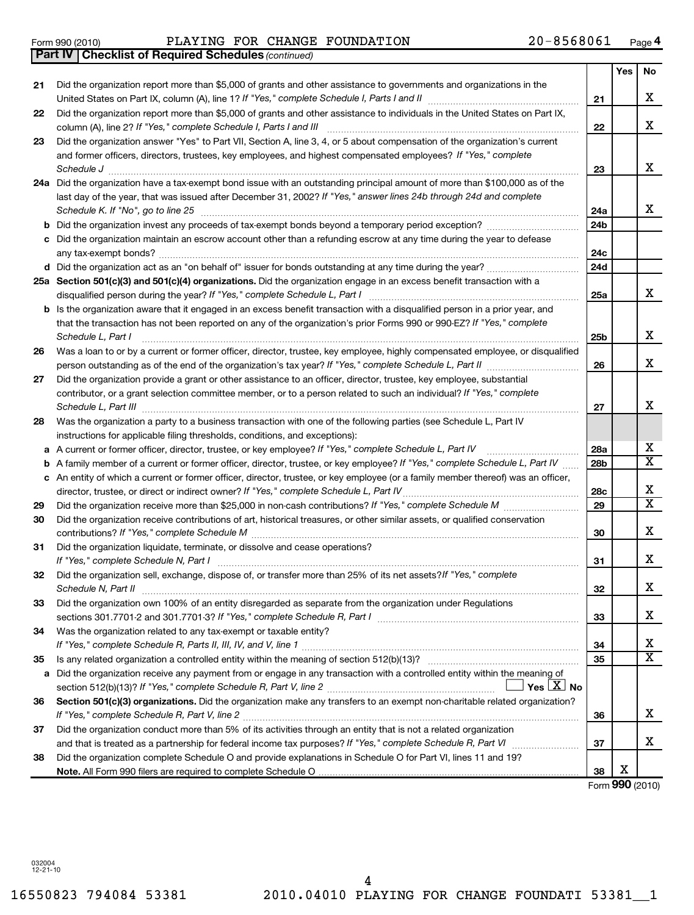Form 990 (2010) PLAYING FOR CHANGE FOUNDATION 20-8568061 Page 4

**Part IV Checklist of Required Schedules** *(continued)*

| | | | Yes | No |
|---|---|---|---|---|
| 21 | Did the organization report more than $5,000 of grants and other assistance to governments and organizations in the United States on Part IX, column (A), line 1? *If "Yes," complete Schedule I, Parts I and II* | 21 | | X |
| 22 | Did the organization report more than $5,000 of grants and other assistance to individuals in the United States on Part IX, column (A), line 2? *If "Yes," complete Schedule I, Parts I and III* | 22 | | X |
| 23 | Did the organization answer "Yes" to Part VII, Section A, line 3, 4, or 5 about compensation of the organization's current and former officers, directors, trustees, key employees, and highest compensated employees? *If "Yes," complete Schedule J* | 23 | | X |
| 24a | Did the organization have a tax-exempt bond issue with an outstanding principal amount of more than $100,000 as of the last day of the year, that was issued after December 31, 2002? *If "Yes," answer lines 24b through 24d and complete Schedule K. If "No", go to line 25* | 24a | | X |
| b | Did the organization invest any proceeds of tax-exempt bonds beyond a temporary period exception? | 24b | | |
| c | Did the organization maintain an escrow account other than a refunding escrow at any time during the year to defease any tax-exempt bonds? | 24c | | |
| d | Did the organization act as an "on behalf of" issuer for bonds outstanding at any time during the year? | 24d | | |
| 25a | **Section 501(c)(3) and 501(c)(4) organizations.** Did the organization engage in an excess benefit transaction with a disqualified person during the year? *If "Yes," complete Schedule L, Part I* | 25a | | X |
| b | Is the organization aware that it engaged in an excess benefit transaction with a disqualified person in a prior year, and that the transaction has not been reported on any of the organization's prior Forms 990 or 990-EZ? *If "Yes," complete Schedule L, Part I* | 25b | | X |
| 26 | Was a loan to or by a current or former officer, director, trustee, key employee, highly compensated employee, or disqualified person outstanding as of the end of the organization's tax year? *If "Yes," complete Schedule L, Part II* | 26 | | X |
| 27 | Did the organization provide a grant or other assistance to an officer, director, trustee, key employee, substantial contributor, or a grant selection committee member, or to a person related to such an individual? *If "Yes," complete Schedule L, Part III* | 27 | | X |
| 28 | Was the organization a party to a business transaction with one of the following parties (see Schedule L, Part IV instructions for applicable filing thresholds, conditions, and exceptions): | | | |
| a | A current or former officer, director, trustee, or key employee? *If "Yes," complete Schedule L, Part IV* | 28a | | X |
| b | A family member of a current or former officer, director, trustee, or key employee? *If "Yes," complete Schedule L, Part IV* | 28b | | X |
| c | An entity of which a current or former officer, director, trustee, or key employee (or a family member thereof) was an officer, director, trustee, or direct or indirect owner? *If "Yes," complete Schedule L, Part IV* | 28c | | X |
| 29 | Did the organization receive more than $25,000 in non-cash contributions? *If "Yes," complete Schedule M* | 29 | | X |
| 30 | Did the organization receive contributions of art, historical treasures, or other similar assets, or qualified conservation contributions? *If "Yes," complete Schedule M* | 30 | | X |
| 31 | Did the organization liquidate, terminate, or dissolve and cease operations? *If "Yes," complete Schedule N, Part I* | 31 | | X |
| 32 | Did the organization sell, exchange, dispose of, or transfer more than 25% of its net assets? *If "Yes," complete Schedule N, Part II* | 32 | | X |
| 33 | Did the organization own 100% of an entity disregarded as separate from the organization under Regulations sections 301.7701-2 and 301.7701-3? *If "Yes," complete Schedule R, Part I* | 33 | | X |
| 34 | Was the organization related to any tax-exempt or taxable entity? *If "Yes," complete Schedule R, Parts II, III, IV, and V, line 1* | 34 | | X |
| 35 | Is any related organization a controlled entity within the meaning of section 512(b)(13)? | 35 | | X |
| a | Did the organization receive any payment from or engage in any transaction with a controlled entity within the meaning of section 512(b)(13)? *If "Yes," complete Schedule R, Part V, line 2* ☐ Yes ☒ No | | | |
| 36 | **Section 501(c)(3) organizations.** Did the organization make any transfers to an exempt non-charitable related organization? *If "Yes," complete Schedule R, Part V, line 2* | 36 | | X |
| 37 | Did the organization conduct more than 5% of its activities through an entity that is not a related organization and that is treated as a partnership for federal income tax purposes? *If "Yes," complete Schedule R, Part VI* | 37 | | X |
| 38 | Did the organization complete Schedule O and provide explanations in Schedule O for Part VI, lines 11 and 19? **Note.** All Form 990 filers are required to complete Schedule O | 38 | X | |

Form **990** (2010)

032004 12-21-10

16550823 794084 53381 2010.04010 PLAYING FOR CHANGE FOUNDATI 53381__1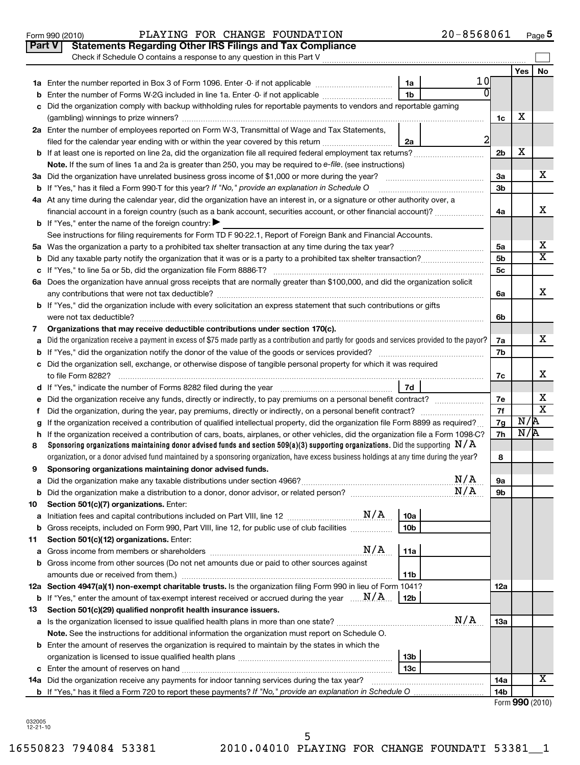Form 990 (2010) PLAYING FOR CHANGE FOUNDATION 20-8568061 Page 5

## Part V Statements Regarding Other IRS Filings and Tax Compliance

Check if Schedule O contains a response to any question in this Part V

| | | | | | Yes | No |
|---|---|---|---|---|---|---|
| 1a | Enter the number reported in Box 3 of Form 1096. Enter -0- if not applicable | 1a | 10 | | | |
| b | Enter the number of Forms W-2G included in line 1a. Enter -0- if not applicable | 1b | 0 | | | |
| c | Did the organization comply with backup withholding rules for reportable payments to vendors and reportable gaming (gambling) winnings to prize winners? | | | 1c | X | |
| 2a | Enter the number of employees reported on Form W-3, Transmittal of Wage and Tax Statements, filed for the calendar year ending with or within the year covered by this return | 2a | 2 | | | |
| b | If at least one is reported on line 2a, did the organization file all required federal employment tax returns? | | | 2b | X | |
| | **Note.** If the sum of lines 1a and 2a is greater than 250, you may be required to *e-file*. (see instructions) | | | | | |
| 3a | Did the organization have unrelated business gross income of $1,000 or more during the year? | | | 3a | | X |
| b | If "Yes," has it filed a Form 990-T for this year? *If "No," provide an explanation in Schedule O* | | | 3b | | |
| 4a | At any time during the calendar year, did the organization have an interest in, or a signature or other authority over, a financial account in a foreign country (such as a bank account, securities account, or other financial account)? | | | 4a | | X |
| b | If "Yes," enter the name of the foreign country: ▶ | | | | | |
| | See instructions for filing requirements for Form TD F 90-22.1, Report of Foreign Bank and Financial Accounts. | | | | | |
| 5a | Was the organization a party to a prohibited tax shelter transaction at any time during the tax year? | | | 5a | | X |
| b | Did any taxable party notify the organization that it was or is a party to a prohibited tax shelter transaction? | | | 5b | | X |
| c | If "Yes," to line 5a or 5b, did the organization file Form 8886-T? | | | 5c | | |
| 6a | Does the organization have annual gross receipts that are normally greater than $100,000, and did the organization solicit any contributions that were not tax deductible? | | | 6a | | X |
| b | If "Yes," did the organization include with every solicitation an express statement that such contributions or gifts were not tax deductible? | | | 6b | | |
| 7 | **Organizations that may receive deductible contributions under section 170(c).** | | | | | |
| a | Did the organization receive a payment in excess of $75 made partly as a contribution and partly for goods and services provided to the payor? | | | 7a | | X |
| b | If "Yes," did the organization notify the donor of the value of the goods or services provided? | | | 7b | | |
| c | Did the organization sell, exchange, or otherwise dispose of tangible personal property for which it was required to file Form 8282? | | | 7c | | X |
| d | If "Yes," indicate the number of Forms 8282 filed during the year | 7d | | | | |
| e | Did the organization receive any funds, directly or indirectly, to pay premiums on a personal benefit contract? | | | 7e | | X |
| f | Did the organization, during the year, pay premiums, directly or indirectly, on a personal benefit contract? | | | 7f | | X |
| g | If the organization received a contribution of qualified intellectual property, did the organization file Form 8899 as required? | | | 7g | N/A | |
| h | If the organization received a contribution of cars, boats, airplanes, or other vehicles, did the organization file a Form 1098-C? | | | 7h | N/A | |
| 8 | **Sponsoring organizations maintaining donor advised funds and section 509(a)(3) supporting organizations.** Did the supporting organization, or a donor advised fund maintained by a sponsoring organization, have excess business holdings at any time during the year? N/A | | | 8 | | |
| 9 | **Sponsoring organizations maintaining donor advised funds.** | | | | | |
| a | Did the organization make any taxable distributions under section 4966? N/A | | | 9a | | |
| b | Did the organization make a distribution to a donor, donor advisor, or related person? N/A | | | 9b | | |
| 10 | **Section 501(c)(7) organizations.** Enter: | | | | | |
| a | Initiation fees and capital contributions included on Part VIII, line 12 N/A | 10a | | | | |
| b | Gross receipts, included on Form 990, Part VIII, line 12, for public use of club facilities | 10b | | | | |
| 11 | **Section 501(c)(12) organizations.** Enter: | | | | | |
| a | Gross income from members or shareholders N/A | 11a | | | | |
| b | Gross income from other sources (Do not net amounts due or paid to other sources against amounts due or received from them.) | 11b | | | | |
| 12a | **Section 4947(a)(1) non-exempt charitable trusts.** Is the organization filing Form 990 in lieu of Form 1041? | | | 12a | | |
| b | If "Yes," enter the amount of tax-exempt interest received or accrued during the year N/A | 12b | | | | |
| 13 | **Section 501(c)(29) qualified nonprofit health insurance issuers.** | | | | | |
| a | Is the organization licensed to issue qualified health plans in more than one state? N/A | | | 13a | | |
| | **Note.** See the instructions for additional information the organization must report on Schedule O. | | | | | |
| b | Enter the amount of reserves the organization is required to maintain by the states in which the organization is licensed to issue qualified health plans | 13b | | | | |
| c | Enter the amount of reserves on hand | 13c | | | | |
| 14a | Did the organization receive any payments for indoor tanning services during the tax year? | | | 14a | | X |
| b | If "Yes," has it filed a Form 720 to report these payments? *If "No," provide an explanation in Schedule O* | | | 14b | | |

Form **990** (2010)

032005 12-21-10

16550823 794084 53381 2010.04010 PLAYING FOR CHANGE FOUNDATI 53381__1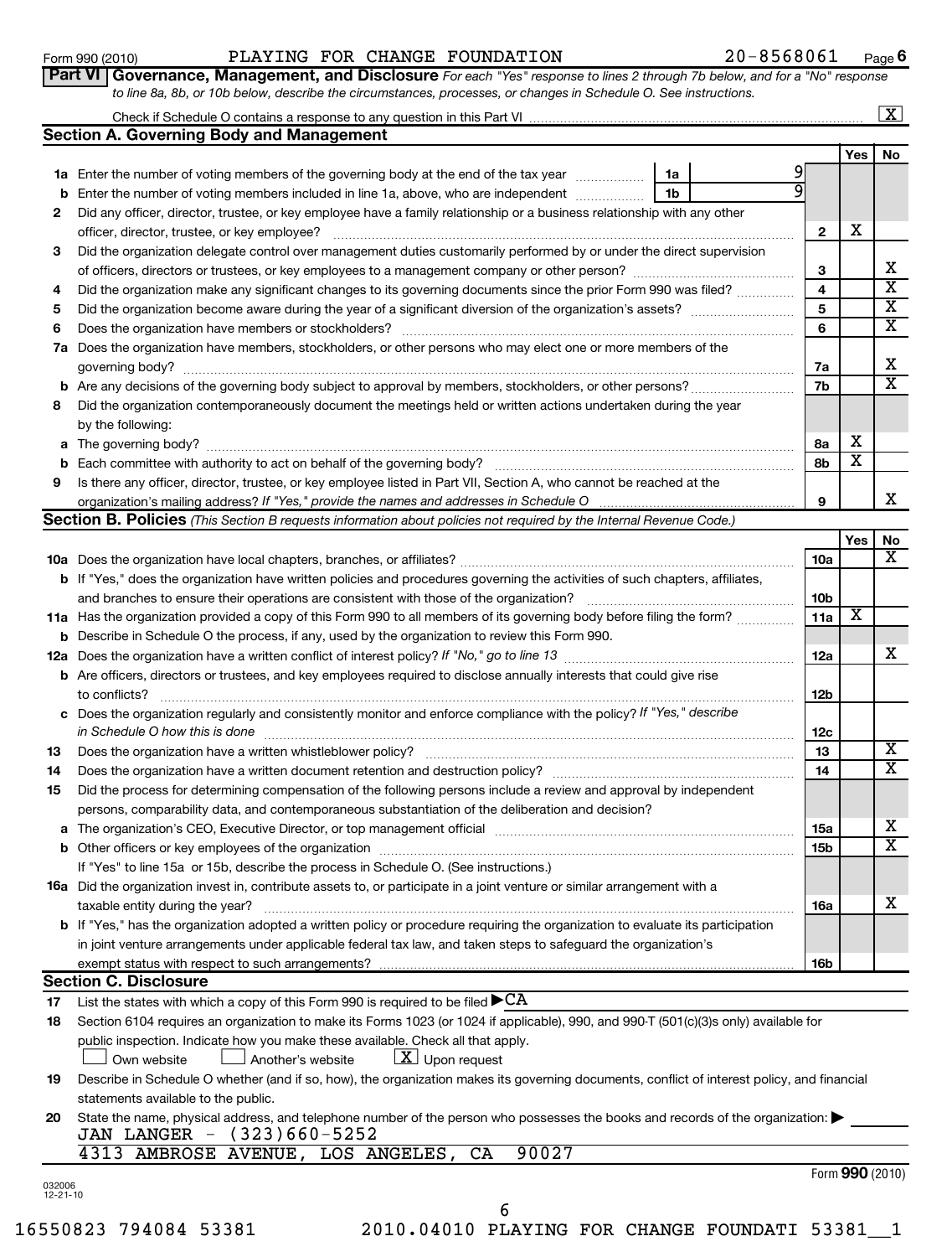Form 990 (2010) PLAYING FOR CHANGE FOUNDATION 20-8568061 Page 6

**Part VI | Governance, Management, and Disclosure** *For each "Yes" response to lines 2 through 7b below, and for a "No" response to line 8a, 8b, or 10b below, describe the circumstances, processes, or changes in Schedule O. See instructions.*

Check if Schedule O contains a response to any question in this Part VI [X]

## Section A. Governing Body and Management

| | | | Yes | No |
|---|---|---|---|---|
| 1a | Enter the number of voting members of the governing body at the end of the tax year — 1a: 9 | | | |
| b | Enter the number of voting members included in line 1a, above, who are independent — 1b: 9 | | | |
| 2 | Did any officer, director, trustee, or key employee have a family relationship or a business relationship with any other officer, director, trustee, or key employee? | 2 | X | |
| 3 | Did the organization delegate control over management duties customarily performed by or under the direct supervision of officers, directors or trustees, or key employees to a management company or other person? | 3 | | X |
| 4 | Did the organization make any significant changes to its governing documents since the prior Form 990 was filed? | 4 | | X |
| 5 | Did the organization become aware during the year of a significant diversion of the organization's assets? | 5 | | X |
| 6 | Does the organization have members or stockholders? | 6 | | X |
| 7a | Does the organization have members, stockholders, or other persons who may elect one or more members of the governing body? | 7a | | X |
| b | Are any decisions of the governing body subject to approval by members, stockholders, or other persons? | 7b | | X |
| 8 | Did the organization contemporaneously document the meetings held or written actions undertaken during the year by the following: | | | |
| a | The governing body? | 8a | X | |
| b | Each committee with authority to act on behalf of the governing body? | 8b | X | |
| 9 | Is there any officer, director, trustee, or key employee listed in Part VII, Section A, who cannot be reached at the organization's mailing address? *If "Yes," provide the names and addresses in Schedule O* | 9 | | X |

## Section B. Policies *(This Section B requests information about policies not required by the Internal Revenue Code.)*

| | | | Yes | No |
|---|---|---|---|---|
| 10a | Does the organization have local chapters, branches, or affiliates? | 10a | | X |
| b | If "Yes," does the organization have written policies and procedures governing the activities of such chapters, affiliates, and branches to ensure their operations are consistent with those of the organization? | 10b | | |
| 11a | Has the organization provided a copy of this Form 990 to all members of its governing body before filing the form? | 11a | X | |
| b | Describe in Schedule O the process, if any, used by the organization to review this Form 990. | | | |
| 12a | Does the organization have a written conflict of interest policy? *If "No," go to line 13* | 12a | | X |
| b | Are officers, directors or trustees, and key employees required to disclose annually interests that could give rise to conflicts? | 12b | | |
| c | Does the organization regularly and consistently monitor and enforce compliance with the policy? *If "Yes," describe in Schedule O how this is done* | 12c | | |
| 13 | Does the organization have a written whistleblower policy? | 13 | | X |
| 14 | Does the organization have a written document retention and destruction policy? | 14 | | X |
| 15 | Did the process for determining compensation of the following persons include a review and approval by independent persons, comparability data, and contemporaneous substantiation of the deliberation and decision? | | | |
| a | The organization's CEO, Executive Director, or top management official | 15a | | X |
| b | Other officers or key employees of the organization | 15b | | X |
| | If "Yes" to line 15a or 15b, describe the process in Schedule O. (See instructions.) | | | |
| 16a | Did the organization invest in, contribute assets to, or participate in a joint venture or similar arrangement with a taxable entity during the year? | 16a | | X |
| b | If "Yes," has the organization adopted a written policy or procedure requiring the organization to evaluate its participation in joint venture arrangements under applicable federal tax law, and taken steps to safeguard the organization's exempt status with respect to such arrangements? | 16b | | |

## Section C. Disclosure

17 List the states with which a copy of this Form 990 is required to be filed ▶CA

18 Section 6104 requires an organization to make its Forms 1023 (or 1024 if applicable), 990, and 990-T (501(c)(3)s only) available for public inspection. Indicate how you make these available. Check all that apply.
[ ] Own website [ ] Another's website [X] Upon request

19 Describe in Schedule O whether (and if so, how), the organization makes its governing documents, conflict of interest policy, and financial statements available to the public.

20 State the name, physical address, and telephone number of the person who possesses the books and records of the organization: ▶
JAN LANGER - (323)660-5252
4313 AMBROSE AVENUE, LOS ANGELES, CA 90027

Form **990** (2010)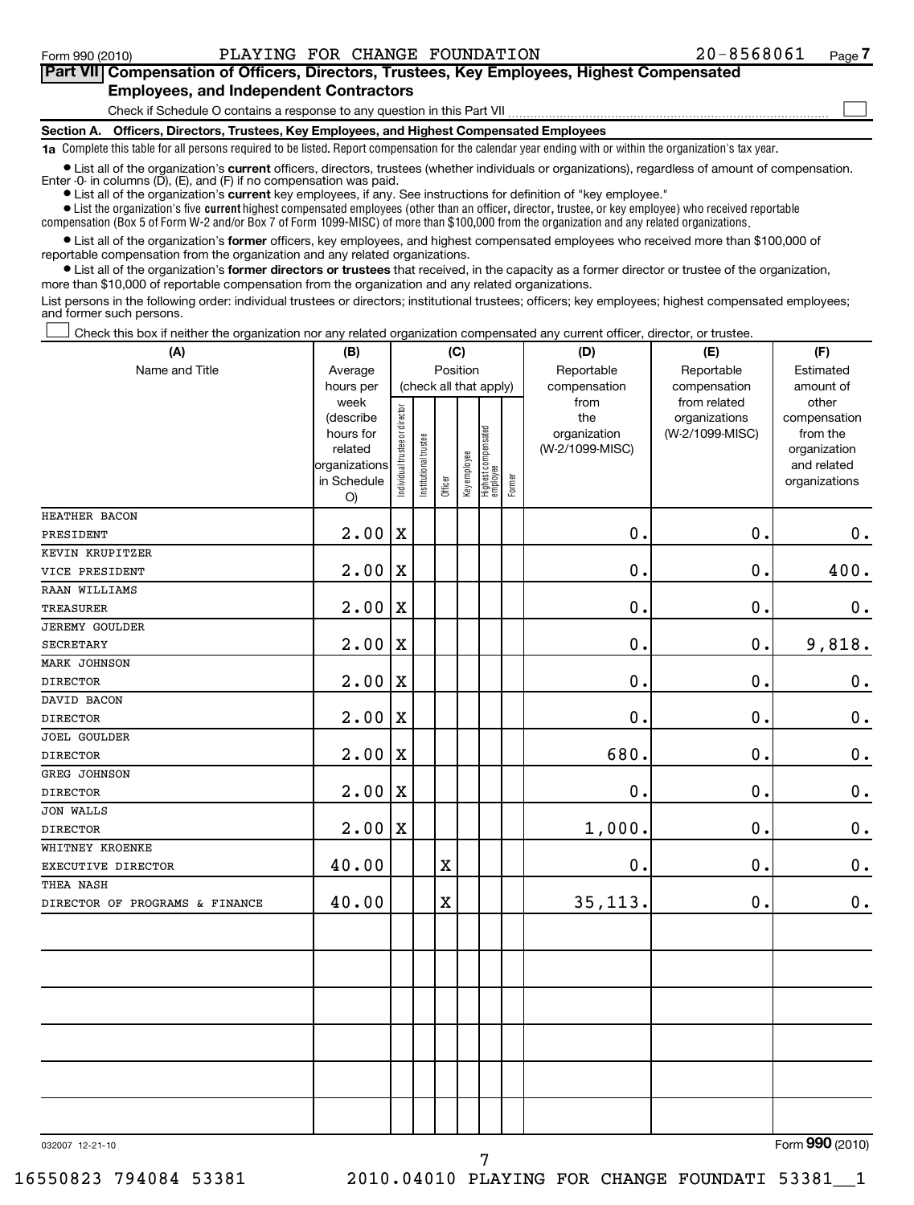Form 990 (2010) PLAYING FOR CHANGE FOUNDATION 20-8568061 Page 7

## Part VII Compensation of Officers, Directors, Trustees, Key Employees, Highest Compensated Employees, and Independent Contractors

Check if Schedule O contains a response to any question in this Part VII ☐

### Section A. Officers, Directors, Trustees, Key Employees, and Highest Compensated Employees

**1a** Complete this table for all persons required to be listed. Report compensation for the calendar year ending with or within the organization's tax year.

- List all of the organization's **current** officers, directors, trustees (whether individuals or organizations), regardless of amount of compensation. Enter -0- in columns (D), (E), and (F) if no compensation was paid.
- List all of the organization's **current** key employees, if any. See instructions for definition of "key employee."
- List the organization's five **current** highest compensated employees (other than an officer, director, trustee, or key employee) who received reportable compensation (Box 5 of Form W-2 and/or Box 7 of Form 1099-MISC) of more than $100,000 from the organization and any related organizations.
- List all of the organization's **former** officers, key employees, and highest compensated employees who received more than $100,000 of reportable compensation from the organization and any related organizations.
- List all of the organization's **former directors or trustees** that received, in the capacity as a former director or trustee of the organization, more than $10,000 of reportable compensation from the organization and any related organizations.

List persons in the following order: individual trustees or directors; institutional trustees; officers; key employees; highest compensated employees; and former such persons.

☐ Check this box if neither the organization nor any related organization compensated any current officer, director, or trustee.

| (A) Name and Title | (B) Average hours per week (describe hours for related organizations in Schedule O) | (C) Position: Individual trustee or director | Institutional trustee | Officer | Key employee | Highest compensated employee | Former | (D) Reportable compensation from the organization (W-2/1099-MISC) | (E) Reportable compensation from related organizations (W-2/1099-MISC) | (F) Estimated amount of other compensation from the organization and related organizations |
|---|---|---|---|---|---|---|---|---|---|---|
| HEATHER BACON<br>PRESIDENT | 2.00 | X | | | | | | 0. | 0. | 0. |
| KEVIN KRUPITZER<br>VICE PRESIDENT | 2.00 | X | | | | | | 0. | 0. | 400. |
| RAAN WILLIAMS<br>TREASURER | 2.00 | X | | | | | | 0. | 0. | 0. |
| JEREMY GOULDER<br>SECRETARY | 2.00 | X | | | | | | 0. | 0. | 9,818. |
| MARK JOHNSON<br>DIRECTOR | 2.00 | X | | | | | | 0. | 0. | 0. |
| DAVID BACON<br>DIRECTOR | 2.00 | X | | | | | | 0. | 0. | 0. |
| JOEL GOULDER<br>DIRECTOR | 2.00 | X | | | | | | 680. | 0. | 0. |
| GREG JOHNSON<br>DIRECTOR | 2.00 | X | | | | | | 0. | 0. | 0. |
| JON WALLS<br>DIRECTOR | 2.00 | X | | | | | | 1,000. | 0. | 0. |
| WHITNEY KROENKE<br>EXECUTIVE DIRECTOR | 40.00 | | | X | | | | 0. | 0. | 0. |
| THEA NASH<br>DIRECTOR OF PROGRAMS & FINANCE | 40.00 | | | X | | | | 35,113. | 0. | 0. |

032007 12-21-10 Form 990 (2010)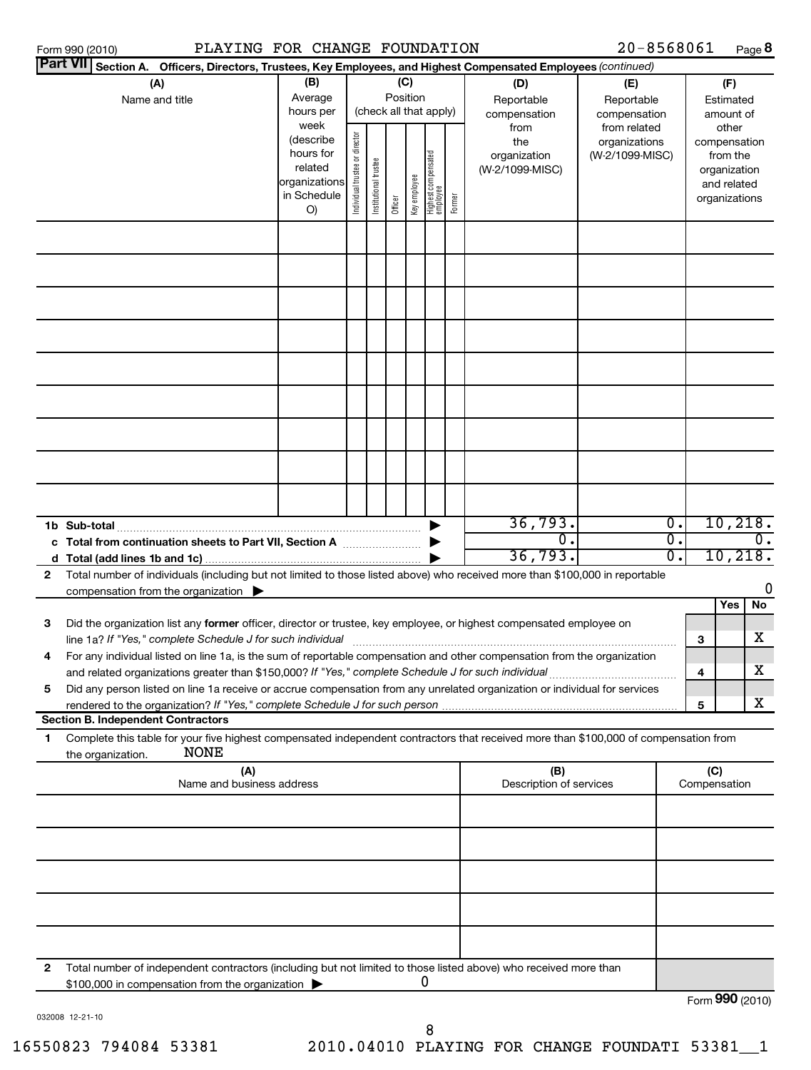Form 990 (2010) PLAYING FOR CHANGE FOUNDATION 20-8568061 Page 8

**Part VII Section A. Officers, Directors, Trustees, Key Employees, and Highest Compensated Employees** *(continued)*

| (A) Name and title | (B) Average hours per week (describe hours for related organizations in Schedule O) | (C) Position (check all that apply): Individual trustee or director | Institutional trustee | Officer | Key employee | Highest compensated employee | Former | (D) Reportable compensation from the organization (W-2/1099-MISC) | (E) Reportable compensation from related organizations (W-2/1099-MISC) | (F) Estimated amount of other compensation from the organization and related organizations |
|---|---|---|---|---|---|---|---|---|---|---|
| | | | | | | | | | | |
| | | | | | | | | | | |
| | | | | | | | | | | |
| | | | | | | | | | | |
| | | | | | | | | | | |
| | | | | | | | | | | |
| | | | | | | | | | | |
| | | | | | | | | | | |
| | | | | | | | | | | |
| **1b Sub-total** | | | | | | | | 36,793. | 0. | 10,218. |
| **c Total from continuation sheets to Part VII, Section A** | | | | | | | | 0. | 0. | 0. |
| **d Total (add lines 1b and 1c)** | | | | | | | | 36,793. | 0. | 10,218. |

**2** Total number of individuals (including but not limited to those listed above) who received more than $100,000 in reportable compensation from the organization ▶ 0

| | | | Yes | No |
|---|---|---|---|---|
| **3** | Did the organization list any **former** officer, director or trustee, key employee, or highest compensated employee on line 1a? *If "Yes," complete Schedule J for such individual* | 3 | | X |
| **4** | For any individual listed on line 1a, is the sum of reportable compensation and other compensation from the organization and related organizations greater than $150,000? *If "Yes," complete Schedule J for such individual* | 4 | | X |
| **5** | Did any person listed on line 1a receive or accrue compensation from any unrelated organization or individual for services rendered to the organization? *If "Yes," complete Schedule J for such person* | 5 | | X |

**Section B. Independent Contractors**

**1** Complete this table for your five highest compensated independent contractors that received more than $100,000 of compensation from the organization. NONE

| (A) Name and business address | (B) Description of services | (C) Compensation |
|---|---|---|
| | | |
| | | |
| | | |
| | | |
| | | |

**2** Total number of independent contractors (including but not limited to those listed above) who received more than $100,000 in compensation from the organization ▶ 0

Form **990** (2010)

032008 12-21-10

16550823 794084 53381 2010.04010 PLAYING FOR CHANGE FOUNDATI 53381__1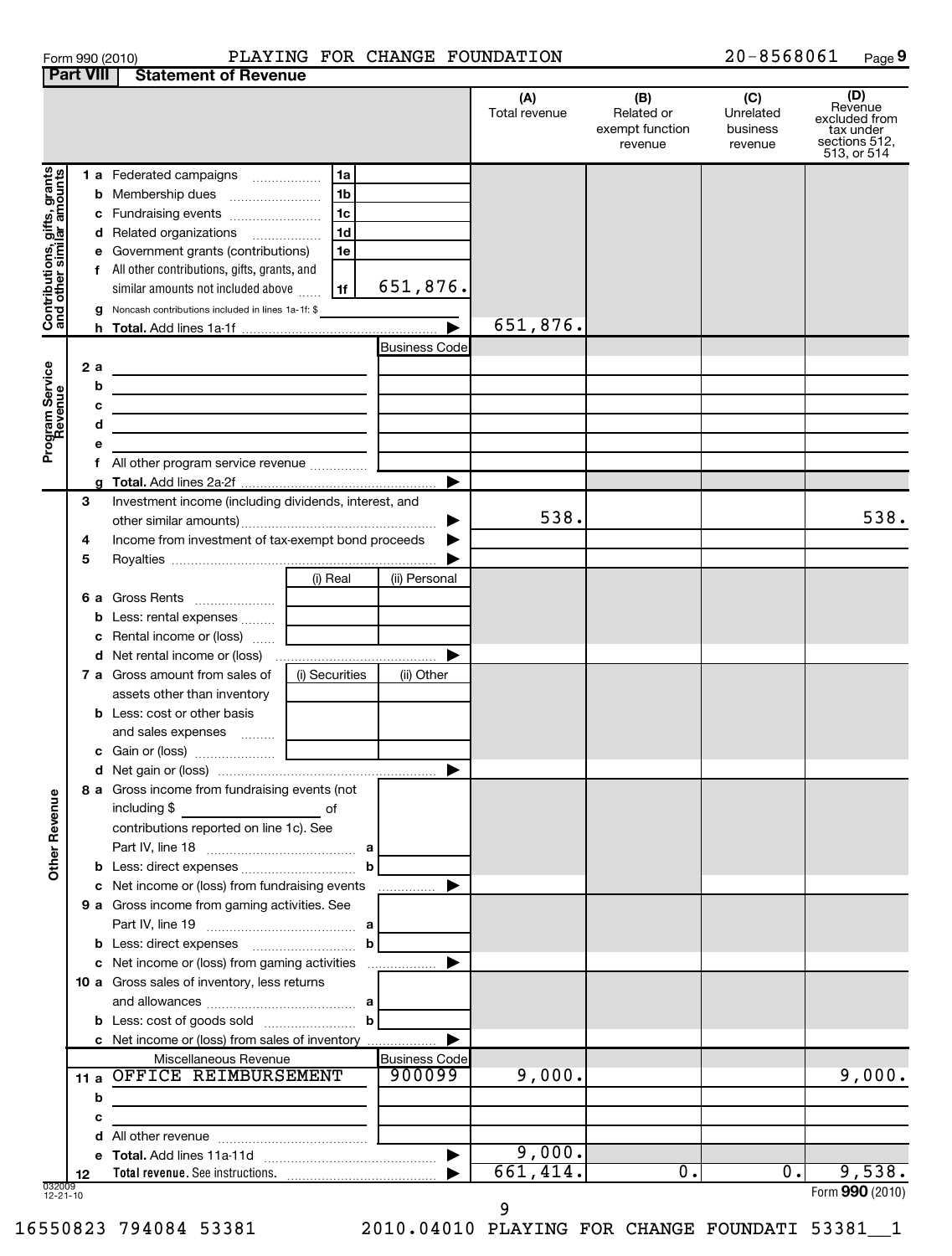Form 990 (2010) PLAYING FOR CHANGE FOUNDATION 20-8568061 Page 9

## Part VIII Statement of Revenue

| | | | (A) Total revenue | (B) Related or exempt function revenue | (C) Unrelated business revenue | (D) Revenue excluded from tax under sections 512, 513, or 514 |
|---|---|---|---|---|---|---|
| **Contributions, gifts, grants and other similar amounts** | | | | | | |
| 1 a Federated campaigns | 1a | | | | | |
| b Membership dues | 1b | | | | | |
| c Fundraising events | 1c | | | | | |
| d Related organizations | 1d | | | | | |
| e Government grants (contributions) | 1e | | | | | |
| f All other contributions, gifts, grants, and similar amounts not included above | 1f | 651,876. | | | | |
| g Noncash contributions included in lines 1a-1f: $ | | | | | | |
| h **Total.** Add lines 1a-1f | | | 651,876. | | | |
| **Program Service Revenue** | | Business Code | | | | |
| 2 a | | | | | | |
| b | | | | | | |
| c | | | | | | |
| d | | | | | | |
| e | | | | | | |
| f All other program service revenue | | | | | | |
| g **Total.** Add lines 2a-2f | | | | | | |
| **Other Revenue** | | | | | | |
| 3 Investment income (including dividends, interest, and other similar amounts) | | | 538. | | | 538. |
| 4 Income from investment of tax-exempt bond proceeds | | | | | | |
| 5 Royalties | | | | | | |
| | (i) Real | (ii) Personal | | | | |
| 6 a Gross Rents | | | | | | |
| b Less: rental expenses | | | | | | |
| c Rental income or (loss) | | | | | | |
| d Net rental income or (loss) | | | | | | |
| 7 a Gross amount from sales of assets other than inventory | (i) Securities | (ii) Other | | | | |
| b Less: cost or other basis and sales expenses | | | | | | |
| c Gain or (loss) | | | | | | |
| d Net gain or (loss) | | | | | | |
| 8 a Gross income from fundraising events (not including $ of contributions reported on line 1c). See Part IV, line 18 | a | | | | | |
| b Less: direct expenses | b | | | | | |
| c Net income or (loss) from fundraising events | | | | | | |
| 9 a Gross income from gaming activities. See Part IV, line 19 | a | | | | | |
| b Less: direct expenses | b | | | | | |
| c Net income or (loss) from gaming activities | | | | | | |
| 10 a Gross sales of inventory, less returns and allowances | a | | | | | |
| b Less: cost of goods sold | b | | | | | |
| c Net income or (loss) from sales of inventory | | | | | | |
| Miscellaneous Revenue | | Business Code | | | | |
| 11 a OFFICE REIMBURSEMENT | | 900099 | 9,000. | | | 9,000. |
| b | | | | | | |
| c | | | | | | |
| d All other revenue | | | | | | |
| e **Total.** Add lines 11a-11d | | | 9,000. | | | |
| 12 **Total revenue.** See instructions. | | | 661,414. | 0. | 0. | 9,538. |

032009 12-21-10

Form **990** (2010)

16550823 794084 53381 2010.04010 PLAYING FOR CHANGE FOUNDATI 53381__1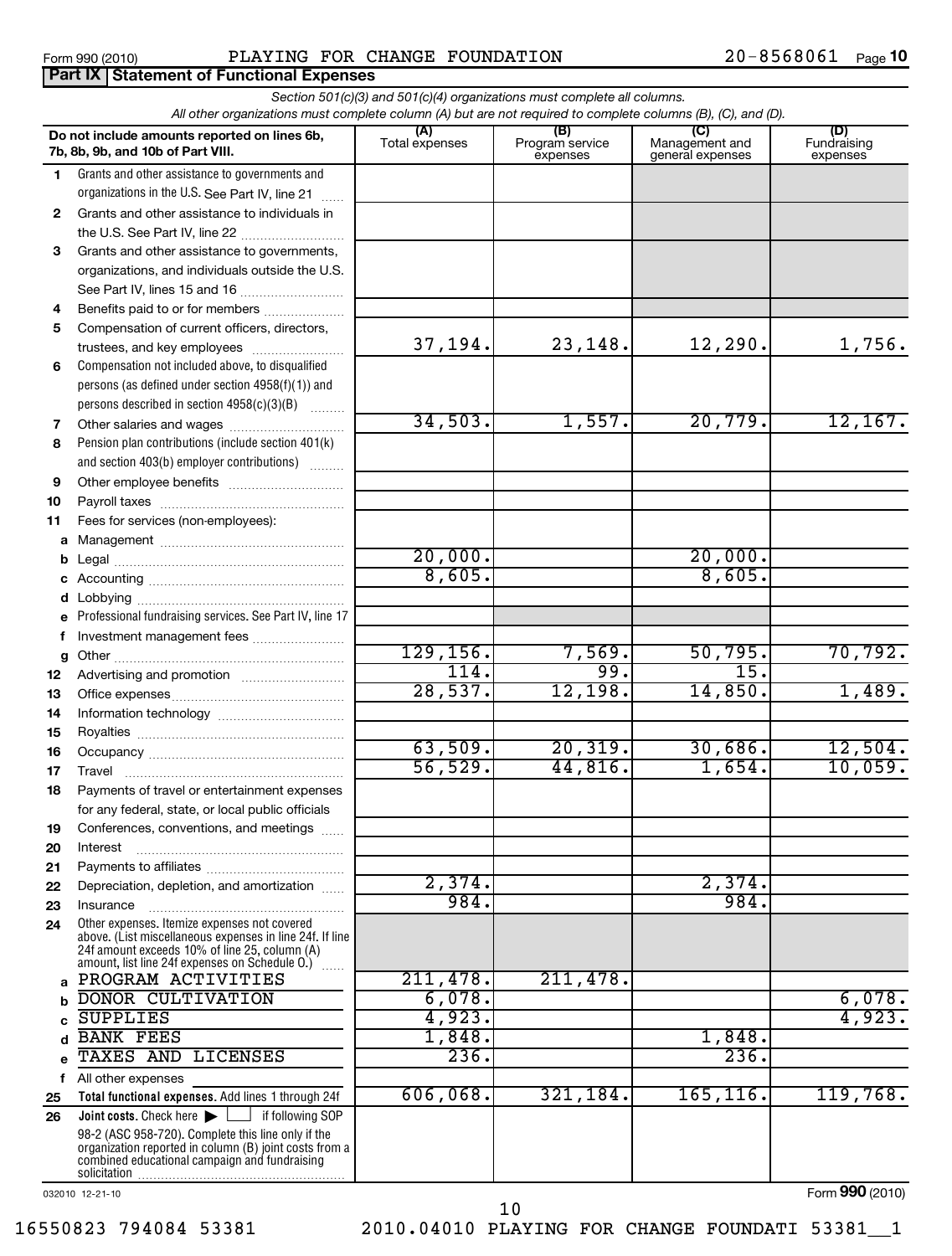Form 990 (2010) PLAYING FOR CHANGE FOUNDATION 20-8568061

## Part IX Statement of Functional Expenses

*Section 501(c)(3) and 501(c)(4) organizations must complete all columns.*
*All other organizations must complete column (A) but are not required to complete columns (B), (C), and (D).*

| | Do not include amounts reported on lines 6b, 7b, 8b, 9b, and 10b of Part VIII. | (A) Total expenses | (B) Program service expenses | (C) Management and general expenses | (D) Fundraising expenses |
|---|---|---|---|---|---|
| 1 | Grants and other assistance to governments and organizations in the U.S. See Part IV, line 21 | | | | |
| 2 | Grants and other assistance to individuals in the U.S. See Part IV, line 22 | | | | |
| 3 | Grants and other assistance to governments, organizations, and individuals outside the U.S. See Part IV, lines 15 and 16 | | | | |
| 4 | Benefits paid to or for members | | | | |
| 5 | Compensation of current officers, directors, trustees, and key employees | 37,194. | 23,148. | 12,290. | 1,756. |
| 6 | Compensation not included above, to disqualified persons (as defined under section 4958(f)(1)) and persons described in section 4958(c)(3)(B) | | | | |
| 7 | Other salaries and wages | 34,503. | 1,557. | 20,779. | 12,167. |
| 8 | Pension plan contributions (include section 401(k) and section 403(b) employer contributions) | | | | |
| 9 | Other employee benefits | | | | |
| 10 | Payroll taxes | | | | |
| 11 | Fees for services (non-employees): | | | | |
| a | Management | | | | |
| b | Legal | 20,000. | | 20,000. | |
| c | Accounting | 8,605. | | 8,605. | |
| d | Lobbying | | | | |
| e | Professional fundraising services. See Part IV, line 17 | | | | |
| f | Investment management fees | | | | |
| g | Other | 129,156. | 7,569. | 50,795. | 70,792. |
| 12 | Advertising and promotion | 114. | 99. | 15. | |
| 13 | Office expenses | 28,537. | 12,198. | 14,850. | 1,489. |
| 14 | Information technology | | | | |
| 15 | Royalties | | | | |
| 16 | Occupancy | 63,509. | 20,319. | 30,686. | 12,504. |
| 17 | Travel | 56,529. | 44,816. | 1,654. | 10,059. |
| 18 | Payments of travel or entertainment expenses for any federal, state, or local public officials | | | | |
| 19 | Conferences, conventions, and meetings | | | | |
| 20 | Interest | | | | |
| 21 | Payments to affiliates | | | | |
| 22 | Depreciation, depletion, and amortization | 2,374. | | 2,374. | |
| 23 | Insurance | 984. | | 984. | |
| 24 | Other expenses. Itemize expenses not covered above. (List miscellaneous expenses in line 24f. If line 24f amount exceeds 10% of line 25, column (A) amount, list line 24f expenses on Schedule O.) | | | | |
| a | PROGRAM ACTIVITIES | 211,478. | 211,478. | | |
| b | DONOR CULTIVATION | 6,078. | | | 6,078. |
| c | SUPPLIES | 4,923. | | | 4,923. |
| d | BANK FEES | 1,848. | | 1,848. | |
| e | TAXES AND LICENSES | 236. | | 236. | |
| f | All other expenses | | | | |
| 25 | **Total functional expenses.** Add lines 1 through 24f | 606,068. | 321,184. | 165,116. | 119,768. |
| 26 | **Joint costs.** Check here ☐ if following SOP 98-2 (ASC 958-720). Complete this line only if the organization reported in column (B) joint costs from a combined educational campaign and fundraising solicitation | | | | |

032010 12-21-10

Form **990** (2010)

16550823 794084 53381 2010.04010 PLAYING FOR CHANGE FOUNDATI 53381__1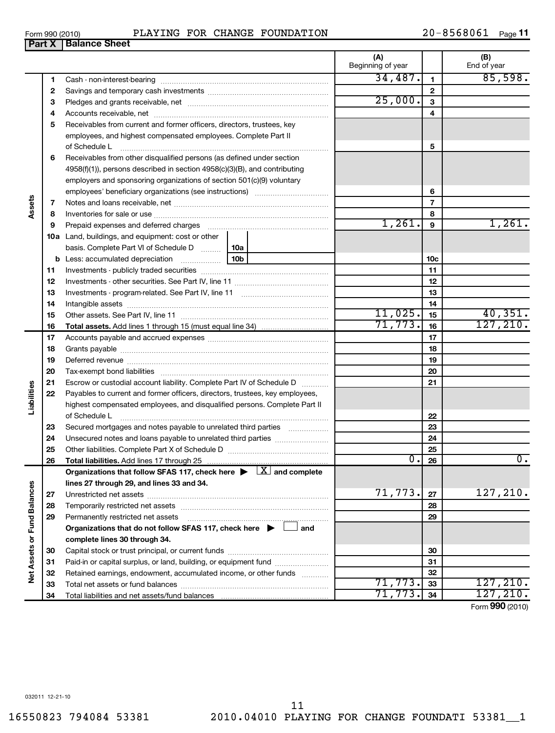Form 990 (2010) PLAYING FOR CHANGE FOUNDATION 20-8568061 Page 11

**Part X Balance Sheet**

| Section | Line | Description | (A) Beginning of year | | (B) End of year |
|---|---|---|---|---|---|
| Assets | 1 | Cash - non-interest-bearing | 34,487. | 1 | 85,598. |
| | 2 | Savings and temporary cash investments | | 2 | |
| | 3 | Pledges and grants receivable, net | 25,000. | 3 | |
| | 4 | Accounts receivable, net | | 4 | |
| | 5 | Receivables from current and former officers, directors, trustees, key employees, and highest compensated employees. Complete Part II of Schedule L | | 5 | |
| | 6 | Receivables from other disqualified persons (as defined under section 4958(f)(1)), persons described in section 4958(c)(3)(B), and contributing employers and sponsoring organizations of section 501(c)(9) voluntary employees' beneficiary organizations (see instructions) | | 6 | |
| | 7 | Notes and loans receivable, net | | 7 | |
| | 8 | Inventories for sale or use | | 8 | |
| | 9 | Prepaid expenses and deferred charges | 1,261. | 9 | 1,261. |
| | 10a | Land, buildings, and equipment: cost or other basis. Complete Part VI of Schedule D — 10a | | | |
| | b | Less: accumulated depreciation — 10b | | 10c | |
| | 11 | Investments - publicly traded securities | | 11 | |
| | 12 | Investments - other securities. See Part IV, line 11 | | 12 | |
| | 13 | Investments - program-related. See Part IV, line 11 | | 13 | |
| | 14 | Intangible assets | | 14 | |
| | 15 | Other assets. See Part IV, line 11 | 11,025. | 15 | 40,351. |
| | 16 | **Total assets.** Add lines 1 through 15 (must equal line 34) | 71,773. | 16 | 127,210. |
| Liabilities | 17 | Accounts payable and accrued expenses | | 17 | |
| | 18 | Grants payable | | 18 | |
| | 19 | Deferred revenue | | 19 | |
| | 20 | Tax-exempt bond liabilities | | 20 | |
| | 21 | Escrow or custodial account liability. Complete Part IV of Schedule D | | 21 | |
| | 22 | Payables to current and former officers, directors, trustees, key employees, highest compensated employees, and disqualified persons. Complete Part II of Schedule L | | 22 | |
| | 23 | Secured mortgages and notes payable to unrelated third parties | | 23 | |
| | 24 | Unsecured notes and loans payable to unrelated third parties | | 24 | |
| | 25 | Other liabilities. Complete Part X of Schedule D | | 25 | |
| | 26 | **Total liabilities.** Add lines 17 through 25 | 0. | 26 | 0. |
| Net Assets or Fund Balances | | **Organizations that follow SFAS 117, check here ▶ [X] and complete lines 27 through 29, and lines 33 and 34.** | | | |
| | 27 | Unrestricted net assets | 71,773. | 27 | 127,210. |
| | 28 | Temporarily restricted net assets | | 28 | |
| | 29 | Permanently restricted net assets | | 29 | |
| | | **Organizations that do not follow SFAS 117, check here ▶ [ ] and complete lines 30 through 34.** | | | |
| | 30 | Capital stock or trust principal, or current funds | | 30 | |
| | 31 | Paid-in or capital surplus, or land, building, or equipment fund | | 31 | |
| | 32 | Retained earnings, endowment, accumulated income, or other funds | | 32 | |
| | 33 | Total net assets or fund balances | 71,773. | 33 | 127,210. |
| | 34 | Total liabilities and net assets/fund balances | 71,773. | 34 | 127,210. |

Form **990** (2010)

032011 12-21-10

16550823 794084 53381 2010.04010 PLAYING FOR CHANGE FOUNDATI 53381__1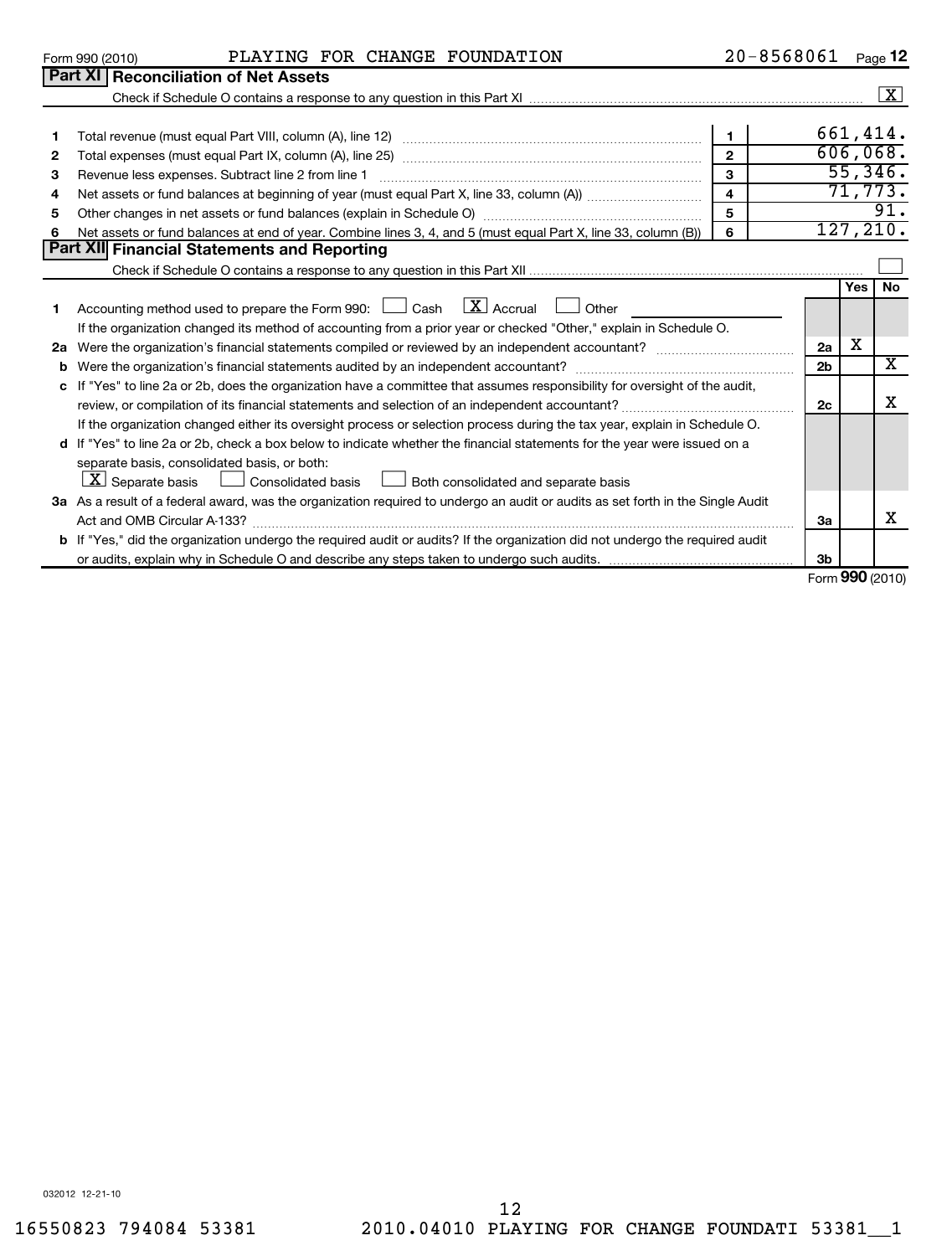Form 990 (2010) PLAYING FOR CHANGE FOUNDATION 20-8568061 Page 12

## Part XI Reconciliation of Net Assets

Check if Schedule O contains a response to any question in this Part XI .......... [X]

| | | | |
|---|---|---|---|
| 1 | Total revenue (must equal Part VIII, column (A), line 12) | 1 | 661,414. |
| 2 | Total expenses (must equal Part IX, column (A), line 25) | 2 | 606,068. |
| 3 | Revenue less expenses. Subtract line 2 from line 1 | 3 | 55,346. |
| 4 | Net assets or fund balances at beginning of year (must equal Part X, line 33, column (A)) | 4 | 71,773. |
| 5 | Other changes in net assets or fund balances (explain in Schedule O) | 5 | 91. |
| 6 | Net assets or fund balances at end of year. Combine lines 3, 4, and 5 (must equal Part X, line 33, column (B)) | 6 | 127,210. |

## Part XII Financial Statements and Reporting

Check if Schedule O contains a response to any question in this Part XII .......... [ ]

| | | | Yes | No |
|---|---|---|---|---|
| 1 | Accounting method used to prepare the Form 990: [ ] Cash [X] Accrual [ ] Other<br>If the organization changed its method of accounting from a prior year or checked "Other," explain in Schedule O. | | | |
| 2a | Were the organization's financial statements compiled or reviewed by an independent accountant? | 2a | X | |
| b | Were the organization's financial statements audited by an independent accountant? | 2b | | X |
| c | If "Yes" to line 2a or 2b, does the organization have a committee that assumes responsibility for oversight of the audit, review, or compilation of its financial statements and selection of an independent accountant?<br>If the organization changed either its oversight process or selection process during the tax year, explain in Schedule O. | 2c | | X |
| d | If "Yes" to line 2a or 2b, check a box below to indicate whether the financial statements for the year were issued on a separate basis, consolidated basis, or both:<br>[X] Separate basis [ ] Consolidated basis [ ] Both consolidated and separate basis | | | |
| 3a | As a result of a federal award, was the organization required to undergo an audit or audits as set forth in the Single Audit Act and OMB Circular A-133? | 3a | | X |
| b | If "Yes," did the organization undergo the required audit or audits? If the organization did not undergo the required audit or audits, explain why in Schedule O and describe any steps taken to undergo such audits. | 3b | | |

Form **990** (2010)

032012 12-21-10

16550823 794084 53381 2010.04010 PLAYING FOR CHANGE FOUNDATI 53381__1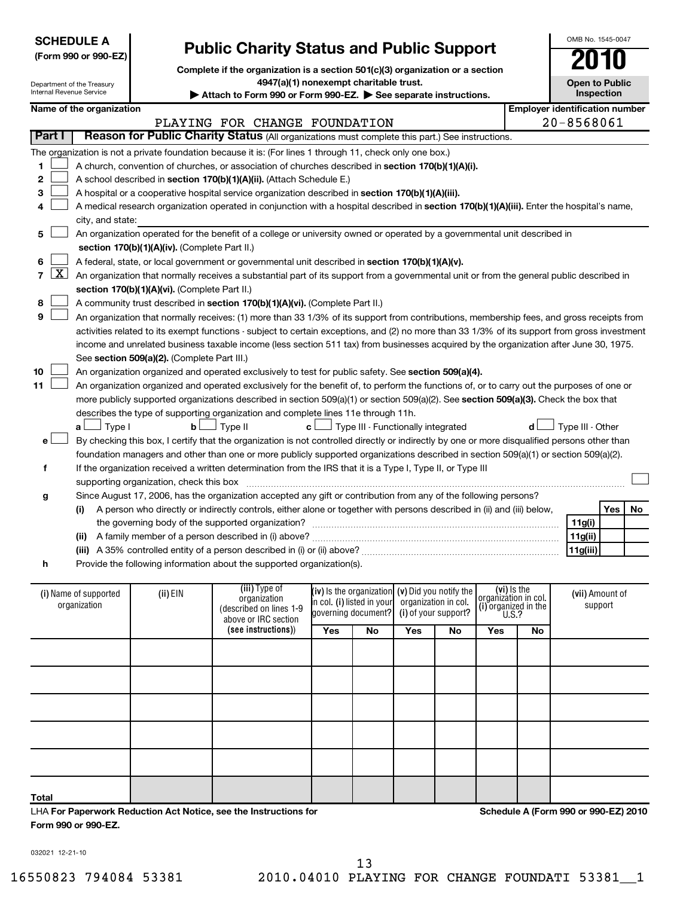**SCHEDULE A (Form 990 or 990-EZ)**

Department of the Treasury
Internal Revenue Service

# Public Charity Status and Public Support

**Complete if the organization is a section 501(c)(3) organization or a section 4947(a)(1) nonexempt charitable trust.**

**▶ Attach to Form 990 or Form 990-EZ. ▶ See separate instructions.**

OMB No. 1545-0047

**2010**

**Open to Public Inspection**

**Name of the organization:** PLAYING FOR CHANGE FOUNDATION

**Employer identification number:** 20-8568061

## Part I Reason for Public Charity Status (All organizations must complete this part.) See instructions.

The organization is not a private foundation because it is: (For lines 1 through 11, check only one box.)

1 ☐ A church, convention of churches, or association of churches described in **section 170(b)(1)(A)(i).**

2 ☐ A school described in **section 170(b)(1)(A)(ii).** (Attach Schedule E.)

3 ☐ A hospital or a cooperative hospital service organization described in **section 170(b)(1)(A)(iii).**

4 ☐ A medical research organization operated in conjunction with a hospital described in **section 170(b)(1)(A)(iii).** Enter the hospital's name, city, and state:

5 ☐ An organization operated for the benefit of a college or university owned or operated by a governmental unit described in **section 170(b)(1)(A)(iv).** (Complete Part II.)

6 ☐ A federal, state, or local government or governmental unit described in **section 170(b)(1)(A)(v).**

7 ☒ An organization that normally receives a substantial part of its support from a governmental unit or from the general public described in **section 170(b)(1)(A)(vi).** (Complete Part II.)

8 ☐ A community trust described in **section 170(b)(1)(A)(vi).** (Complete Part II.)

9 ☐ An organization that normally receives: (1) more than 33 1/3% of its support from contributions, membership fees, and gross receipts from activities related to its exempt functions - subject to certain exceptions, and (2) no more than 33 1/3% of its support from gross investment income and unrelated business taxable income (less section 511 tax) from businesses acquired by the organization after June 30, 1975. See **section 509(a)(2).** (Complete Part III.)

10 ☐ An organization organized and operated exclusively to test for public safety. See **section 509(a)(4).**

11 ☐ An organization organized and operated exclusively for the benefit of, to perform the functions of, or to carry out the purposes of one or more publicly supported organizations described in section 509(a)(1) or section 509(a)(2). See **section 509(a)(3).** Check the box that describes the type of supporting organization and complete lines 11e through 11h.

a ☐ Type I b ☐ Type II c ☐ Type III - Functionally integrated d ☐ Type III - Other

e ☐ By checking this box, I certify that the organization is not controlled directly or indirectly by one or more disqualified persons other than foundation managers and other than one or more publicly supported organizations described in section 509(a)(1) or section 509(a)(2).

f If the organization received a written determination from the IRS that it is a Type I, Type II, or Type III supporting organization, check this box ☐

g Since August 17, 2006, has the organization accepted any gift or contribution from any of the following persons?

| | | | Yes | No |
|---|---|---|---|---|
| (i) | A person who directly or indirectly controls, either alone or together with persons described in (ii) and (iii) below, the governing body of the supported organization? | 11g(i) | | |
| (ii) | A family member of a person described in (i) above? | 11g(ii) | | |
| (iii) | A 35% controlled entity of a person described in (i) or (ii) above? | 11g(iii) | | |

h Provide the following information about the supported organization(s).

| (i) Name of supported organization | (ii) EIN | (iii) Type of organization (described on lines 1-9 above or IRC section (see instructions)) | (iv) Is the organization in col. (i) listed in your governing document? Yes | No | (v) Did you notify the organization in col. (i) of your support? Yes | No | (vi) Is the organization in col. (i) organized in the U.S.? Yes | No | (vii) Amount of support |
|---|---|---|---|---|---|---|---|---|---|
| | | | | | | | | | |
| | | | | | | | | | |
| | | | | | | | | | |
| | | | | | | | | | |
| | | | | | | | | | |
| Total | | | | | | | | | |

LHA **For Paperwork Reduction Act Notice, see the Instructions for Form 990 or 990-EZ.**

**Schedule A (Form 990 or 990-EZ) 2010**

032021 12-21-10

16550823 794084 53381 2010.04010 PLAYING FOR CHANGE FOUNDATI 53381__1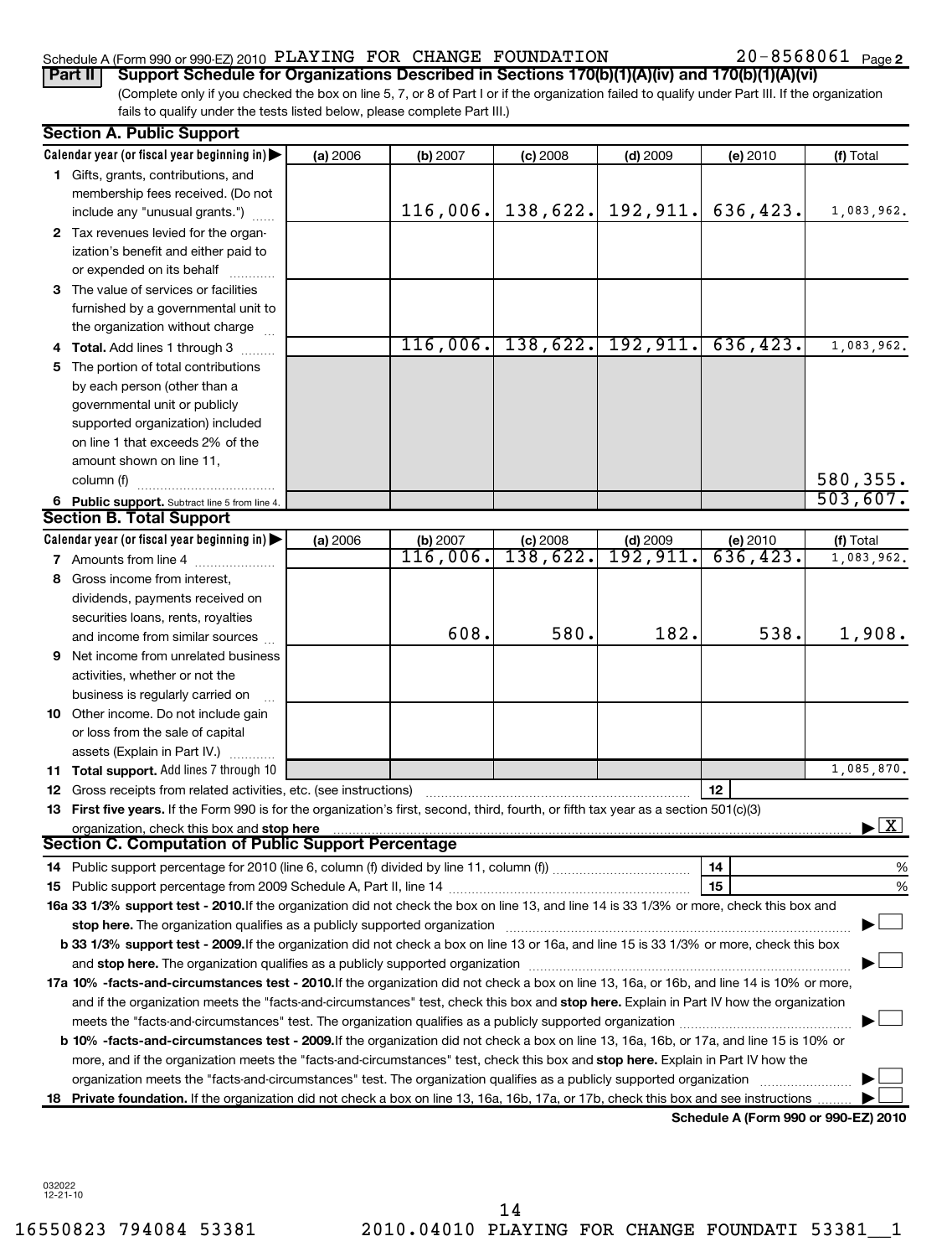Schedule A (Form 990 or 990-EZ) 2010 PLAYING FOR CHANGE FOUNDATION 20-8568061 Page 2

**Part II** **Support Schedule for Organizations Described in Sections 170(b)(1)(A)(iv) and 170(b)(1)(A)(vi)**

(Complete only if you checked the box on line 5, 7, or 8 of Part I or if the organization failed to qualify under Part III. If the organization fails to qualify under the tests listed below, please complete Part III.)

## Section A. Public Support

| Calendar year (or fiscal year beginning in) ▶ | (a) 2006 | (b) 2007 | (c) 2008 | (d) 2009 | (e) 2010 | (f) Total |
|---|---|---|---|---|---|---|
| **1** Gifts, grants, contributions, and membership fees received. (Do not include any "unusual grants.") | | 116,006. | 138,622. | 192,911. | 636,423. | 1,083,962. |
| **2** Tax revenues levied for the organization's benefit and either paid to or expended on its behalf | | | | | | |
| **3** The value of services or facilities furnished by a governmental unit to the organization without charge | | | | | | |
| **4** **Total.** Add lines 1 through 3 | | 116,006. | 138,622. | 192,911. | 636,423. | 1,083,962. |
| **5** The portion of total contributions by each person (other than a governmental unit or publicly supported organization) included on line 1 that exceeds 2% of the amount shown on line 11, column (f) | | | | | | 580,355. |
| **6** **Public support.** Subtract line 5 from line 4. | | | | | | 503,607. |

## Section B. Total Support

| Calendar year (or fiscal year beginning in) ▶ | (a) 2006 | (b) 2007 | (c) 2008 | (d) 2009 | (e) 2010 | (f) Total |
|---|---|---|---|---|---|---|
| **7** Amounts from line 4 | | 116,006. | 138,622. | 192,911. | 636,423. | 1,083,962. |
| **8** Gross income from interest, dividends, payments received on securities loans, rents, royalties and income from similar sources | | 608. | 580. | 182. | 538. | 1,908. |
| **9** Net income from unrelated business activities, whether or not the business is regularly carried on | | | | | | |
| **10** Other income. Do not include gain or loss from the sale of capital assets (Explain in Part IV.) | | | | | | |
| **11** **Total support.** Add lines 7 through 10 | | | | | | 1,085,870. |

**12** Gross receipts from related activities, etc. (see instructions) **12**

**13** **First five years.** If the Form 990 is for the organization's first, second, third, fourth, or fifth tax year as a section 501(c)(3) organization, check this box and **stop here** ▶ [X]

## Section C. Computation of Public Support Percentage

**14** Public support percentage for 2010 (line 6, column (f) divided by line 11, column (f)) **14** %

**15** Public support percentage from 2009 Schedule A, Part II, line 14 **15** %

**16a 33 1/3% support test - 2010.** If the organization did not check the box on line 13, and line 14 is 33 1/3% or more, check this box and **stop here.** The organization qualifies as a publicly supported organization ▶ [ ]

**b 33 1/3% support test - 2009.** If the organization did not check a box on line 13 or 16a, and line 15 is 33 1/3% or more, check this box and **stop here.** The organization qualifies as a publicly supported organization ▶ [ ]

**17a 10% -facts-and-circumstances test - 2010.** If the organization did not check a box on line 13, 16a, or 16b, and line 14 is 10% or more, and if the organization meets the "facts-and-circumstances" test, check this box and **stop here.** Explain in Part IV how the organization meets the "facts-and-circumstances" test. The organization qualifies as a publicly supported organization ▶ [ ]

**b 10% -facts-and-circumstances test - 2009.** If the organization did not check a box on line 13, 16a, 16b, or 17a, and line 15 is 10% or more, and if the organization meets the "facts-and-circumstances" test, check this box and **stop here.** Explain in Part IV how the organization meets the "facts-and-circumstances" test. The organization qualifies as a publicly supported organization ▶ [ ]

**18** **Private foundation.** If the organization did not check a box on line 13, 16a, 16b, 17a, or 17b, check this box and see instructions ▶ [ ]

**Schedule A (Form 990 or 990-EZ) 2010**

032022 12-21-10

16550823 794084 53381 2010.04010 PLAYING FOR CHANGE FOUNDATI 53381__1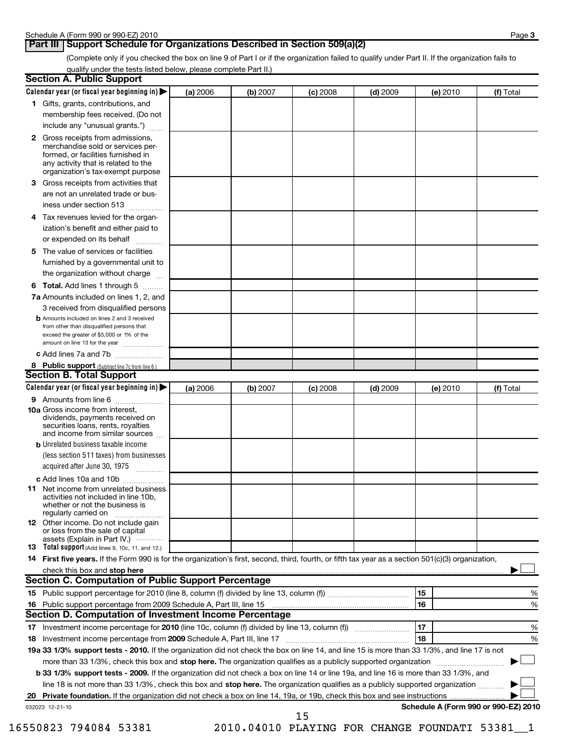## Part III Support Schedule for Organizations Described in Section 509(a)(2)

(Complete only if you checked the box on line 9 of Part I or if the organization failed to qualify under Part II. If the organization fails to qualify under the tests listed below, please complete Part II.)

### Section A. Public Support

| Calendar year (or fiscal year beginning in) ▶ | (a) 2006 | (b) 2007 | (c) 2008 | (d) 2009 | (e) 2010 | (f) Total |
|---|---|---|---|---|---|---|
| 1 Gifts, grants, contributions, and membership fees received. (Do not include any "unusual grants.") | | | | | | |
| 2 Gross receipts from admissions, merchandise sold or services performed, or facilities furnished in any activity that is related to the organization's tax-exempt purpose | | | | | | |
| 3 Gross receipts from activities that are not an unrelated trade or business under section 513 | | | | | | |
| 4 Tax revenues levied for the organization's benefit and either paid to or expended on its behalf | | | | | | |
| 5 The value of services or facilities furnished by a governmental unit to the organization without charge | | | | | | |
| 6 **Total.** Add lines 1 through 5 | | | | | | |
| 7a Amounts included on lines 1, 2, and 3 received from disqualified persons | | | | | | |
| b Amounts included on lines 2 and 3 received from other than disqualified persons that exceed the greater of $5,000 or 1% of the amount on line 13 for the year | | | | | | |
| c Add lines 7a and 7b | | | | | | |
| 8 **Public support** (Subtract line 7c from line 6.) | | | | | | |

### Section B. Total Support

| Calendar year (or fiscal year beginning in) ▶ | (a) 2006 | (b) 2007 | (c) 2008 | (d) 2009 | (e) 2010 | (f) Total |
|---|---|---|---|---|---|---|
| 9 Amounts from line 6 | | | | | | |
| 10a Gross income from interest, dividends, payments received on securities loans, rents, royalties and income from similar sources | | | | | | |
| b Unrelated business taxable income (less section 511 taxes) from businesses acquired after June 30, 1975 | | | | | | |
| c Add lines 10a and 10b | | | | | | |
| 11 Net income from unrelated business activities not included in line 10b, whether or not the business is regularly carried on | | | | | | |
| 12 Other income. Do not include gain or loss from the sale of capital assets (Explain in Part IV.) | | | | | | |
| 13 **Total support** (Add lines 9, 10c, 11, and 12.) | | | | | | |

14 **First five years.** If the Form 990 is for the organization's first, second, third, fourth, or fifth tax year as a section 501(c)(3) organization, check this box and **stop here** ▶ ☐

### Section C. Computation of Public Support Percentage

| | | | |
|---|---|---|---|
| 15 | Public support percentage for 2010 (line 8, column (f) divided by line 13, column (f)) | 15 | % |
| 16 | Public support percentage from 2009 Schedule A, Part III, line 15 | 16 | % |

### Section D. Computation of Investment Income Percentage

| | | | |
|---|---|---|---|
| 17 | Investment income percentage for **2010** (line 10c, column (f) divided by line 13, column (f)) | 17 | % |
| 18 | Investment income percentage from **2009** Schedule A, Part III, line 17 | 18 | % |

**19a 33 1/3% support tests - 2010.** If the organization did not check the box on line 14, and line 15 is more than 33 1/3%, and line 17 is not more than 33 1/3%, check this box and **stop here.** The organization qualifies as a publicly supported organization ▶ ☐

**b 33 1/3% support tests - 2009.** If the organization did not check a box on line 14 or line 19a, and line 16 is more than 33 1/3%, and line 18 is not more than 33 1/3%, check this box and **stop here.** The organization qualifies as a publicly supported organization ▶ ☐

**20 Private foundation.** If the organization did not check a box on line 14, 19a, or 19b, check this box and see instructions ▶ ☐

032023 12-21-10

**Schedule A (Form 990 or 990-EZ) 2010**

16550823 794084 53381 2010.04010 PLAYING FOR CHANGE FOUNDATI 53381__1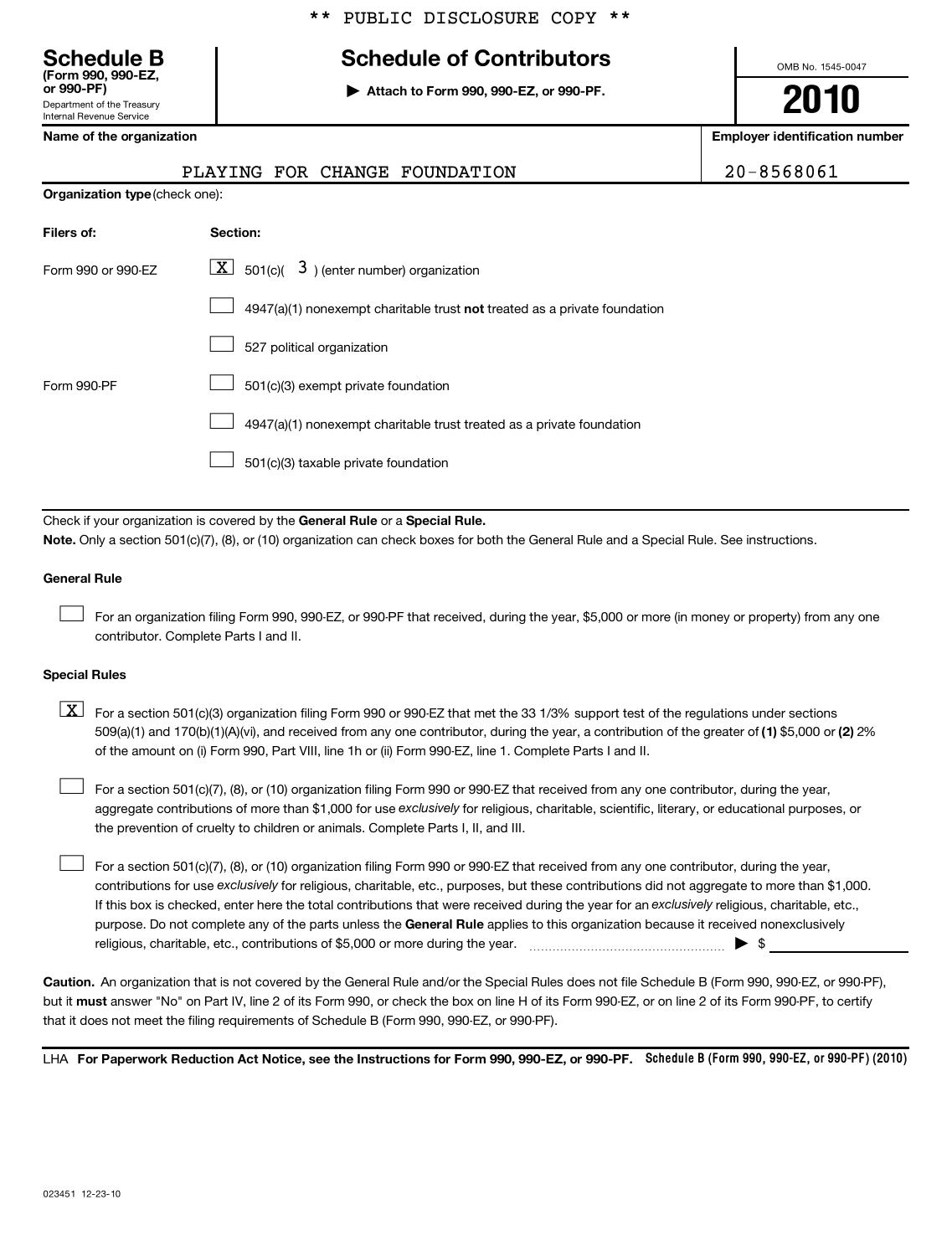** PUBLIC DISCLOSURE COPY **

# Schedule B

**(Form 990, 990-EZ, or 990-PF)**

Department of the Treasury
Internal Revenue Service

## Schedule of Contributors

▶ **Attach to Form 990, 990-EZ, or 990-PF.**

OMB No. 1545-0047

**2010**

| Name of the organization | Employer identification number |
|---|---|
| PLAYING FOR CHANGE FOUNDATION | 20-8568061 |

**Organization type** (check one):

| Filers of: | Section: |
|---|---|
| Form 990 or 990-EZ | [X] 501(c)( 3 ) (enter number) organization |
| | [ ] 4947(a)(1) nonexempt charitable trust **not** treated as a private foundation |
| | [ ] 527 political organization |
| Form 990-PF | [ ] 501(c)(3) exempt private foundation |
| | [ ] 4947(a)(1) nonexempt charitable trust treated as a private foundation |
| | [ ] 501(c)(3) taxable private foundation |

Check if your organization is covered by the **General Rule** or a **Special Rule.**

**Note.** Only a section 501(c)(7), (8), or (10) organization can check boxes for both the General Rule and a Special Rule. See instructions.

**General Rule**

[ ] For an organization filing Form 990, 990-EZ, or 990-PF that received, during the year, $5,000 or more (in money or property) from any one contributor. Complete Parts I and II.

**Special Rules**

[X] For a section 501(c)(3) organization filing Form 990 or 990-EZ that met the 33 1/3% support test of the regulations under sections 509(a)(1) and 170(b)(1)(A)(vi), and received from any one contributor, during the year, a contribution of the greater of **(1)** $5,000 or **(2)** 2% of the amount on (i) Form 990, Part VIII, line 1h or (ii) Form 990-EZ, line 1. Complete Parts I and II.

[ ] For a section 501(c)(7), (8), or (10) organization filing Form 990 or 990-EZ that received from any one contributor, during the year, aggregate contributions of more than $1,000 for use *exclusively* for religious, charitable, scientific, literary, or educational purposes, or the prevention of cruelty to children or animals. Complete Parts I, II, and III.

[ ] For a section 501(c)(7), (8), or (10) organization filing Form 990 or 990-EZ that received from any one contributor, during the year, contributions for use *exclusively* for religious, charitable, etc., purposes, but these contributions did not aggregate to more than $1,000. If this box is checked, enter here the total contributions that were received during the year for an *exclusively* religious, charitable, etc., purpose. Do not complete any of the parts unless the **General Rule** applies to this organization because it received nonexclusively religious, charitable, etc., contributions of $5,000 or more during the year. ▶ $ ________

**Caution.** An organization that is not covered by the General Rule and/or the Special Rules does not file Schedule B (Form 990, 990-EZ, or 990-PF), but it **must** answer "No" on Part IV, line 2 of its Form 990, or check the box on line H of its Form 990-EZ, or on line 2 of its Form 990-PF, to certify that it does not meet the filing requirements of Schedule B (Form 990, 990-EZ, or 990-PF).

LHA **For Paperwork Reduction Act Notice, see the Instructions for Form 990, 990-EZ, or 990-PF.** Schedule B (Form 990, 990-EZ, or 990-PF) (2010)

023451 12-23-10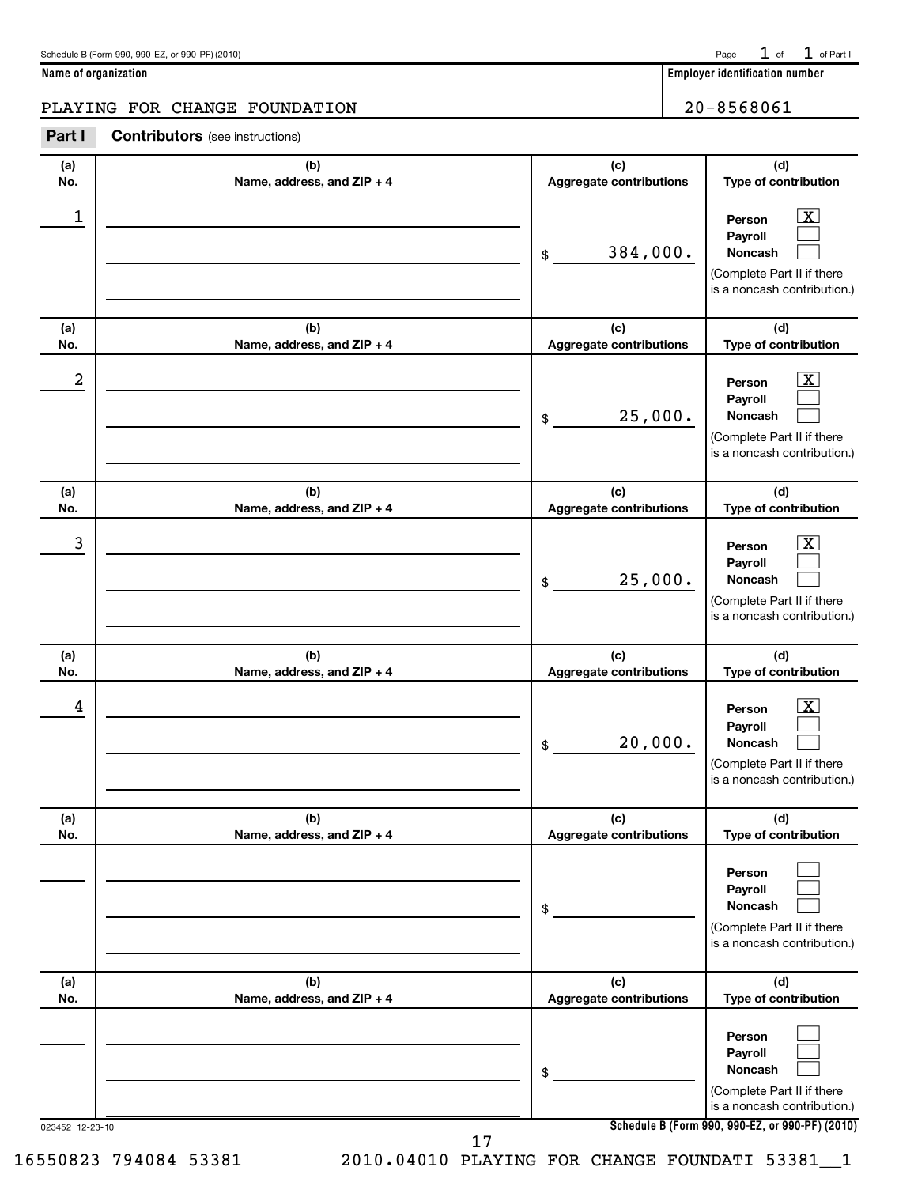Schedule B (Form 990, 990-EZ, or 990-PF) (2010)

| Name of organization | Employer identification number |
|---|---|
| PLAYING FOR CHANGE FOUNDATION | 20-8568061 |

**Part I** **Contributors** (see instructions)

| (a) No. | (b) Name, address, and ZIP + 4 | (c) Aggregate contributions | (d) Type of contribution |
|---|---|---|---|
| 1 | | $ 384,000. | Person [X] Payroll [ ] Noncash [ ] (Complete Part II if there is a noncash contribution.) |
| 2 | | $ 25,000. | Person [X] Payroll [ ] Noncash [ ] (Complete Part II if there is a noncash contribution.) |
| 3 | | $ 25,000. | Person [X] Payroll [ ] Noncash [ ] (Complete Part II if there is a noncash contribution.) |
| 4 | | $ 20,000. | Person [X] Payroll [ ] Noncash [ ] (Complete Part II if there is a noncash contribution.) |
| | | $ | Person [ ] Payroll [ ] Noncash [ ] (Complete Part II if there is a noncash contribution.) |
| | | $ | Person [ ] Payroll [ ] Noncash [ ] (Complete Part II if there is a noncash contribution.) |

023452 12-23-10

Schedule B (Form 990, 990-EZ, or 990-PF) (2010)

16550823 794084 53381 2010.04010 PLAYING FOR CHANGE FOUNDATI 53381__1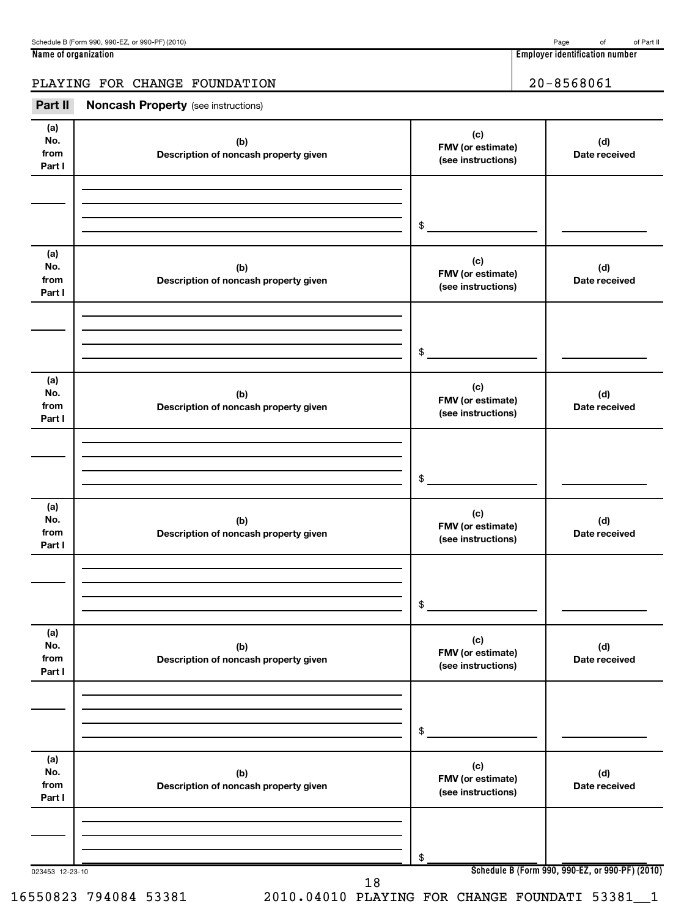Name of organization: PLAYING FOR CHANGE FOUNDATION

Employer identification number: 20-8568061

## Part II Noncash Property (see instructions)

| (a) No. from Part I | (b) Description of noncash property given | (c) FMV (or estimate) (see instructions) | (d) Date received |
|---|---|---|---|
| | | $ | |

| (a) No. from Part I | (b) Description of noncash property given | (c) FMV (or estimate) (see instructions) | (d) Date received |
|---|---|---|---|
| | | $ | |

| (a) No. from Part I | (b) Description of noncash property given | (c) FMV (or estimate) (see instructions) | (d) Date received |
|---|---|---|---|
| | | $ | |

| (a) No. from Part I | (b) Description of noncash property given | (c) FMV (or estimate) (see instructions) | (d) Date received |
|---|---|---|---|
| | | $ | |

| (a) No. from Part I | (b) Description of noncash property given | (c) FMV (or estimate) (see instructions) | (d) Date received |
|---|---|---|---|
| | | $ | |

| (a) No. from Part I | (b) Description of noncash property given | (c) FMV (or estimate) (see instructions) | (d) Date received |
|---|---|---|---|
| | | $ | |

023453 12-23-10

Schedule B (Form 990, 990-EZ, or 990-PF) (2010)

16550823 794084 53381 2010.04010 PLAYING FOR CHANGE FOUNDATI 53381__1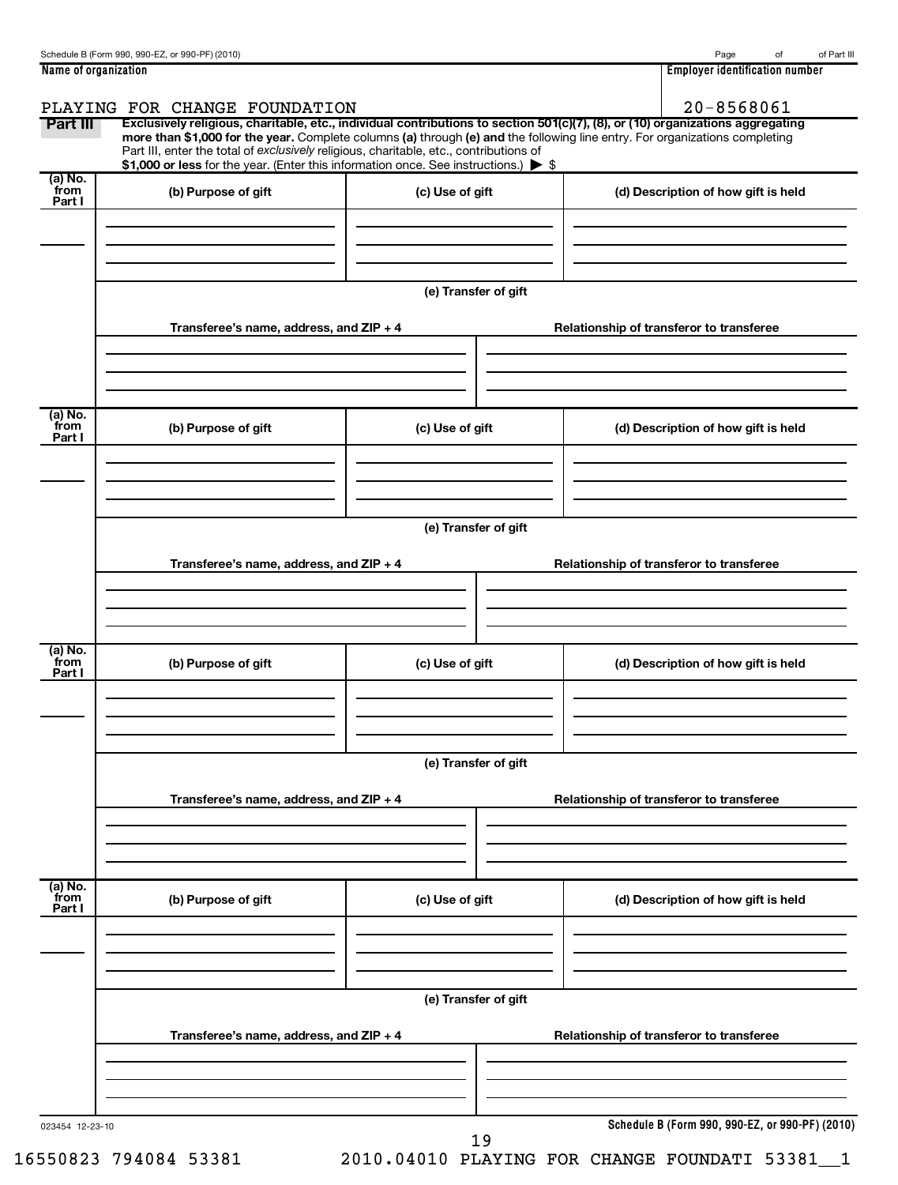Schedule B (Form 990, 990-EZ, or 990-PF) (2010) Page of of Part III

**Name of organization** PLAYING FOR CHANGE FOUNDATION

**Employer identification number** 20-8568061

**Part III** **Exclusively religious, charitable, etc., individual contributions to section 501(c)(7), (8), or (10) organizations aggregating more than $1,000 for the year.** Complete columns **(a)** through **(e) and** the following line entry. For organizations completing Part III, enter the total of *exclusively* religious, charitable, etc., contributions of **$1,000 or less** for the year. (Enter this information once. See instructions.) ▶ $

| (a) No. from Part I | (b) Purpose of gift | (c) Use of gift | (d) Description of how gift is held |
|---|---|---|---|
| | | | |

**(e) Transfer of gift**

| Transferee's name, address, and ZIP + 4 | Relationship of transferor to transferee |
|---|---|
| | |

| (a) No. from Part I | (b) Purpose of gift | (c) Use of gift | (d) Description of how gift is held |
|---|---|---|---|
| | | | |

**(e) Transfer of gift**

| Transferee's name, address, and ZIP + 4 | Relationship of transferor to transferee |
|---|---|
| | |

| (a) No. from Part I | (b) Purpose of gift | (c) Use of gift | (d) Description of how gift is held |
|---|---|---|---|
| | | | |

**(e) Transfer of gift**

| Transferee's name, address, and ZIP + 4 | Relationship of transferor to transferee |
|---|---|
| | |

| (a) No. from Part I | (b) Purpose of gift | (c) Use of gift | (d) Description of how gift is held |
|---|---|---|---|
| | | | |

**(e) Transfer of gift**

| Transferee's name, address, and ZIP + 4 | Relationship of transferor to transferee |
|---|---|
| | |

023454 12-23-10

**Schedule B (Form 990, 990-EZ, or 990-PF) (2010)**

16550823 794084 53381 2010.04010 PLAYING FOR CHANGE FOUNDATI 53381__1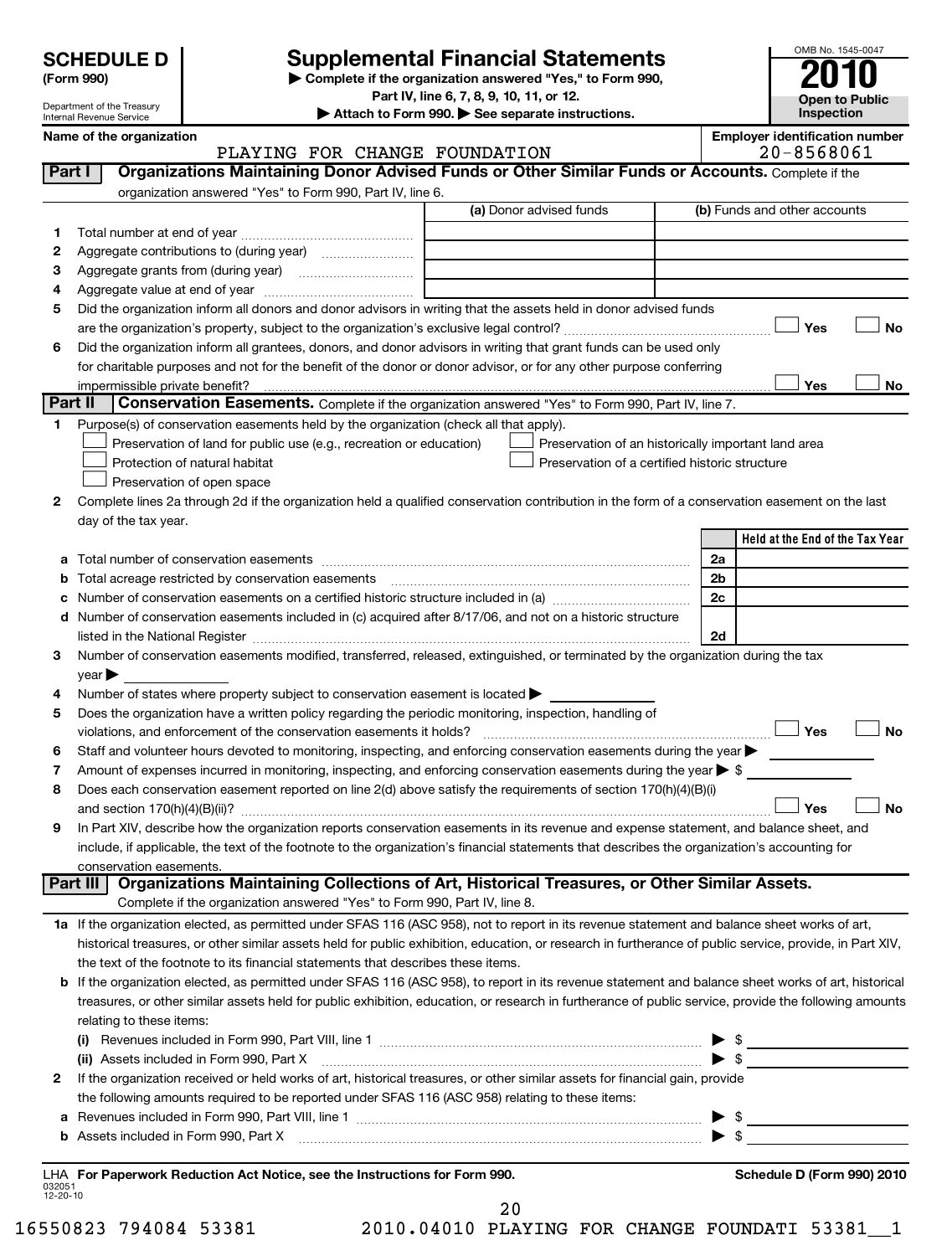**SCHEDULE D**
**(Form 990)**

Department of the Treasury
Internal Revenue Service

# Supplemental Financial Statements

▶ Complete if the organization answered "Yes," to Form 990, Part IV, line 6, 7, 8, 9, 10, 11, or 12.
▶ Attach to Form 990. ▶ See separate instructions.

OMB No. 1545-0047
**2010**
**Open to Public Inspection**

**Name of the organization:** PLAYING FOR CHANGE FOUNDATION
**Employer identification number:** 20-8568061

## Part I Organizations Maintaining Donor Advised Funds or Other Similar Funds or Accounts.

Complete if the organization answered "Yes" to Form 990, Part IV, line 6.

| | | (a) Donor advised funds | (b) Funds and other accounts |
|---|---|---|---|
| 1 | Total number at end of year | | |
| 2 | Aggregate contributions to (during year) | | |
| 3 | Aggregate grants from (during year) | | |
| 4 | Aggregate value at end of year | | |

5 Did the organization inform all donors and donor advisors in writing that the assets held in donor advised funds are the organization's property, subject to the organization's exclusive legal control? ☐ Yes ☐ No

6 Did the organization inform all grantees, donors, and donor advisors in writing that grant funds can be used only for charitable purposes and not for the benefit of the donor or donor advisor, or for any other purpose conferring impermissible private benefit? ☐ Yes ☐ No

## Part II Conservation Easements.

Complete if the organization answered "Yes" to Form 990, Part IV, line 7.

1 Purpose(s) of conservation easements held by the organization (check all that apply).

- ☐ Preservation of land for public use (e.g., recreation or education)
- ☐ Protection of natural habitat
- ☐ Preservation of open space
- ☐ Preservation of an historically important land area
- ☐ Preservation of a certified historic structure

2 Complete lines 2a through 2d if the organization held a qualified conservation contribution in the form of a conservation easement on the last day of the tax year.

| | | | Held at the End of the Tax Year |
|---|---|---|---|
| a | Total number of conservation easements | 2a | |
| b | Total acreage restricted by conservation easements | 2b | |
| c | Number of conservation easements on a certified historic structure included in (a) | 2c | |
| d | Number of conservation easements included in (c) acquired after 8/17/06, and not on a historic structure listed in the National Register | 2d | |

3 Number of conservation easements modified, transferred, released, extinguished, or terminated by the organization during the tax year ▶

4 Number of states where property subject to conservation easement is located ▶

5 Does the organization have a written policy regarding the periodic monitoring, inspection, handling of violations, and enforcement of the conservation easements it holds? ☐ Yes ☐ No

6 Staff and volunteer hours devoted to monitoring, inspecting, and enforcing conservation easements during the year ▶

7 Amount of expenses incurred in monitoring, inspecting, and enforcing conservation easements during the year ▶ $

8 Does each conservation easement reported on line 2(d) above satisfy the requirements of section 170(h)(4)(B)(i) and section 170(h)(4)(B)(ii)? ☐ Yes ☐ No

9 In Part XIV, describe how the organization reports conservation easements in its revenue and expense statement, and balance sheet, and include, if applicable, the text of the footnote to the organization's financial statements that describes the organization's accounting for conservation easements.

## Part III Organizations Maintaining Collections of Art, Historical Treasures, or Other Similar Assets.

Complete if the organization answered "Yes" to Form 990, Part IV, line 8.

1a If the organization elected, as permitted under SFAS 116 (ASC 958), not to report in its revenue statement and balance sheet works of art, historical treasures, or other similar assets held for public exhibition, education, or research in furtherance of public service, provide, in Part XIV, the text of the footnote to its financial statements that describes these items.

b If the organization elected, as permitted under SFAS 116 (ASC 958), to report in its revenue statement and balance sheet works of art, historical treasures, or other similar assets held for public exhibition, education, or research in furtherance of public service, provide the following amounts relating to these items:

(i) Revenues included in Form 990, Part VIII, line 1 ▶ $

(ii) Assets included in Form 990, Part X ▶ $

2 If the organization received or held works of art, historical treasures, or other similar assets for financial gain, provide the following amounts required to be reported under SFAS 116 (ASC 958) relating to these items:

a Revenues included in Form 990, Part VIII, line 1 ▶ $

b Assets included in Form 990, Part X ▶ $

LHA **For Paperwork Reduction Act Notice, see the Instructions for Form 990.** **Schedule D (Form 990) 2010**

032051
12-20-10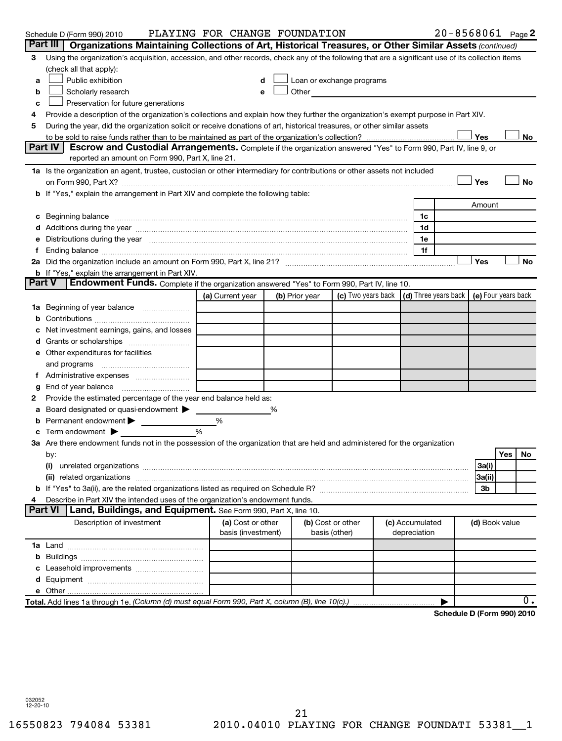Schedule D (Form 990) 2010 PLAYING FOR CHANGE FOUNDATION 20-8568061 Page 2

## Part III Organizations Maintaining Collections of Art, Historical Treasures, or Other Similar Assets *(continued)*

**3** Using the organization's acquisition, accession, and other records, check any of the following that are a significant use of its collection items (check all that apply):

- **a** ☐ Public exhibition
- **b** ☐ Scholarly research
- **c** ☐ Preservation for future generations
- **d** ☐ Loan or exchange programs
- **e** ☐ Other

**4** Provide a description of the organization's collections and explain how they further the organization's exempt purpose in Part XIV.

**5** During the year, did the organization solicit or receive donations of art, historical treasures, or other similar assets to be sold to raise funds rather than to be maintained as part of the organization's collection? ☐ Yes ☐ No

## Part IV Escrow and Custodial Arrangements.

Complete if the organization answered "Yes" to Form 990, Part IV, line 9, or reported an amount on Form 990, Part X, line 21.

**1a** Is the organization an agent, trustee, custodian or other intermediary for contributions or other assets not included on Form 990, Part X? ☐ Yes ☐ No

**b** If "Yes," explain the arrangement in Part XIV and complete the following table:

| | | Amount |
|---|---|---|
| **c** Beginning balance | 1c | |
| **d** Additions during the year | 1d | |
| **e** Distributions during the year | 1e | |
| **f** Ending balance | 1f | |

**2a** Did the organization include an amount on Form 990, Part X, line 21? ☐ Yes ☐ No

**b** If "Yes," explain the arrangement in Part XIV.

## Part V Endowment Funds.

Complete if the organization answered "Yes" to Form 990, Part IV, line 10.

| | (a) Current year | (b) Prior year | (c) Two years back | (d) Three years back | (e) Four years back |
|---|---|---|---|---|---|
| **1a** Beginning of year balance | | | | | |
| **b** Contributions | | | | | |
| **c** Net investment earnings, gains, and losses | | | | | |
| **d** Grants or scholarships | | | | | |
| **e** Other expenditures for facilities and programs | | | | | |
| **f** Administrative expenses | | | | | |
| **g** End of year balance | | | | | |

**2** Provide the estimated percentage of the year end balance held as:

- **a** Board designated or quasi-endowment ▶ ______ %
- **b** Permanent endowment ▶ ______ %
- **c** Term endowment ▶ ______ %

**3a** Are there endowment funds not in the possession of the organization that are held and administered for the organization by:

| | | Yes | No |
|---|---|---|---|
| (i) unrelated organizations | 3a(i) | | |
| (ii) related organizations | 3a(ii) | | |
| **b** If "Yes" to 3a(ii), are the related organizations listed as required on Schedule R? | 3b | | |

**4** Describe in Part XIV the intended uses of the organization's endowment funds.

## Part VI Land, Buildings, and Equipment.

See Form 990, Part X, line 10.

| Description of investment | (a) Cost or other basis (investment) | (b) Cost or other basis (other) | (c) Accumulated depreciation | (d) Book value |
|---|---|---|---|---|
| **1a** Land | | | | |
| **b** Buildings | | | | |
| **c** Leasehold improvements | | | | |
| **d** Equipment | | | | |
| **e** Other | | | | |
| **Total.** Add lines 1a through 1e. *(Column (d) must equal Form 990, Part X, column (B), line 10(c).)* | | | ▶ | 0. |

Schedule D (Form 990) 2010

032052 12-20-10

16550823 794084 53381 2010.04010 PLAYING FOR CHANGE FOUNDATI 53381__1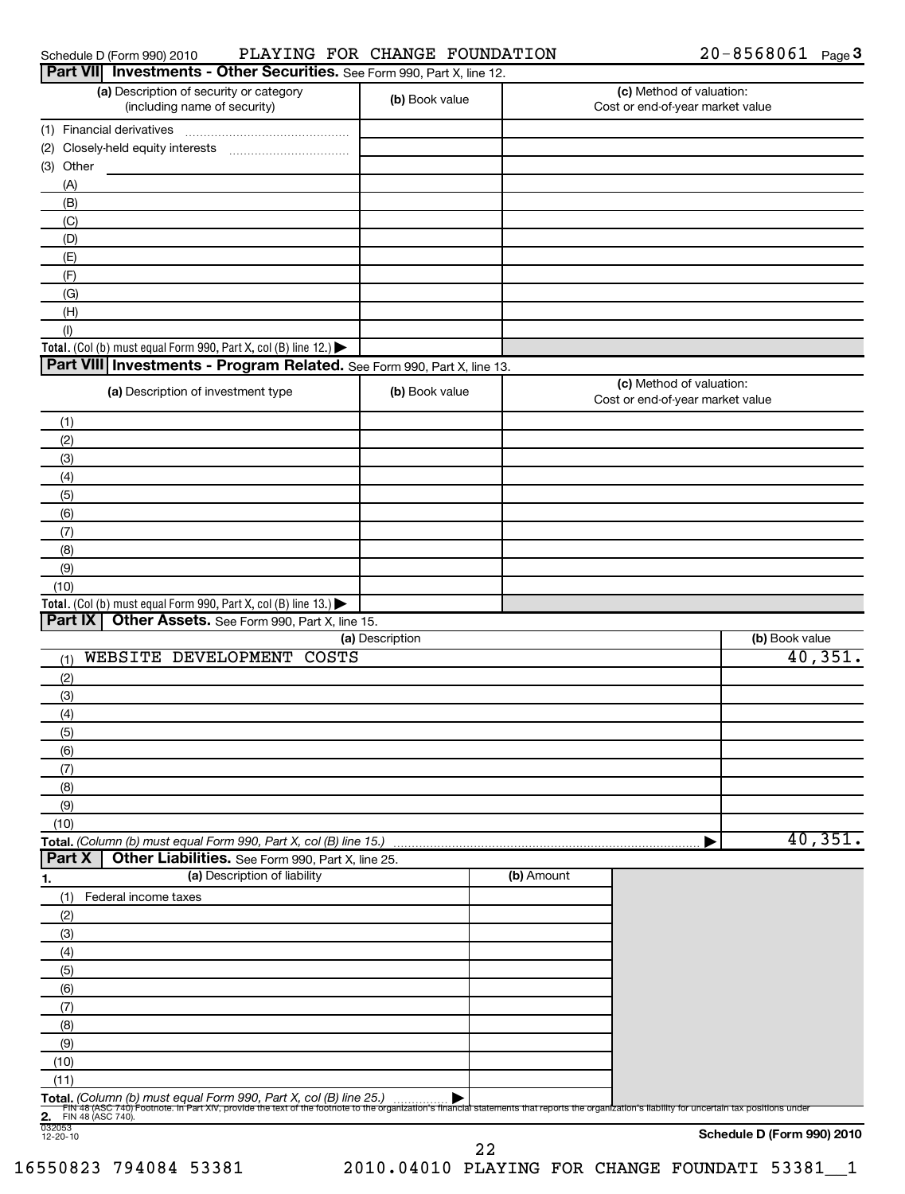Schedule D (Form 990) 2010 PLAYING FOR CHANGE FOUNDATION 20-8568061 Page 3

## Part VII Investments - Other Securities. See Form 990, Part X, line 12.

| (a) Description of security or category (including name of security) | (b) Book value | (c) Method of valuation: Cost or end-of-year market value |
|---|---|---|
| (1) Financial derivatives | | |
| (2) Closely-held equity interests | | |
| (3) Other | | |
| (A) | | |
| (B) | | |
| (C) | | |
| (D) | | |
| (E) | | |
| (F) | | |
| (G) | | |
| (H) | | |
| (I) | | |
| **Total.** (Col (b) must equal Form 990, Part X, col (B) line 12.) ▶ | | |

## Part VIII Investments - Program Related. See Form 990, Part X, line 13.

| (a) Description of investment type | (b) Book value | (c) Method of valuation: Cost or end-of-year market value |
|---|---|---|
| (1) | | |
| (2) | | |
| (3) | | |
| (4) | | |
| (5) | | |
| (6) | | |
| (7) | | |
| (8) | | |
| (9) | | |
| (10) | | |
| **Total.** (Col (b) must equal Form 990, Part X, col (B) line 13.) ▶ | | |

## Part IX Other Assets. See Form 990, Part X, line 15.

| (a) Description | (b) Book value |
|---|---|
| (1) WEBSITE DEVELOPMENT COSTS | 40,351. |
| (2) | |
| (3) | |
| (4) | |
| (5) | |
| (6) | |
| (7) | |
| (8) | |
| (9) | |
| (10) | |
| **Total.** *(Column (b) must equal Form 990, Part X, col (B) line 15.)* ▶ | 40,351. |

## Part X Other Liabilities. See Form 990, Part X, line 25.

| 1. (a) Description of liability | (b) Amount |
|---|---|
| (1) Federal income taxes | |
| (2) | |
| (3) | |
| (4) | |
| (5) | |
| (6) | |
| (7) | |
| (8) | |
| (9) | |
| (10) | |
| (11) | |
| **Total.** *(Column (b) must equal Form 990, Part X, col (B) line 25.)* ▶ | |

**2.** FIN 48 (ASC 740) Footnote. In Part XIV, provide the text of the footnote to the organization's financial statements that reports the organization's liability for uncertain tax positions under FIN 48 (ASC 740).

032053
12-20-10

**Schedule D (Form 990) 2010**

16550823 794084 53381 2010.04010 PLAYING FOR CHANGE FOUNDATI 53381__1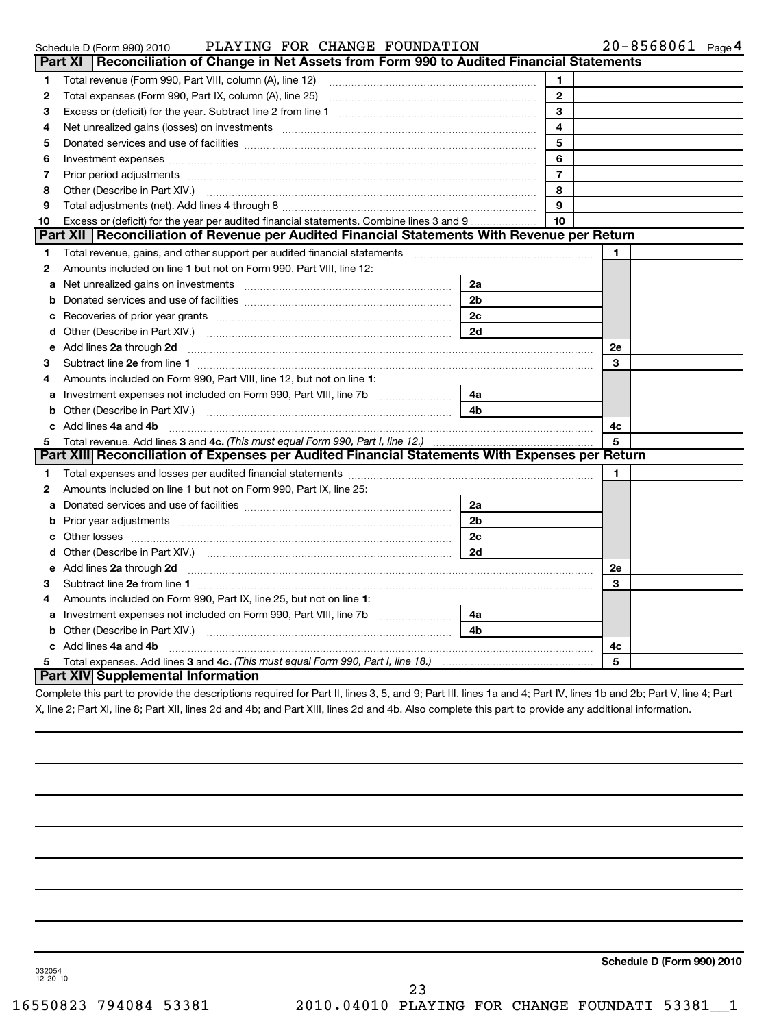Schedule D (Form 990) 2010 PLAYING FOR CHANGE FOUNDATION 20-8568061 Page 4

## Part XI Reconciliation of Change in Net Assets from Form 990 to Audited Financial Statements

| | | | |
|---|---|---|---|
| 1 | Total revenue (Form 990, Part VIII, column (A), line 12) | 1 | |
| 2 | Total expenses (Form 990, Part IX, column (A), line 25) | 2 | |
| 3 | Excess or (deficit) for the year. Subtract line 2 from line 1 | 3 | |
| 4 | Net unrealized gains (losses) on investments | 4 | |
| 5 | Donated services and use of facilities | 5 | |
| 6 | Investment expenses | 6 | |
| 7 | Prior period adjustments | 7 | |
| 8 | Other (Describe in Part XIV.) | 8 | |
| 9 | Total adjustments (net). Add lines 4 through 8 | 9 | |
| 10 | Excess or (deficit) for the year per audited financial statements. Combine lines 3 and 9 | 10 | |

## Part XII Reconciliation of Revenue per Audited Financial Statements With Revenue per Return

| | | | | | |
|---|---|---|---|---|---|
| 1 | Total revenue, gains, and other support per audited financial statements | | | 1 | |
| 2 | Amounts included on line 1 but not on Form 990, Part VIII, line 12: | | | | |
| a | Net unrealized gains on investments | 2a | | | |
| b | Donated services and use of facilities | 2b | | | |
| c | Recoveries of prior year grants | 2c | | | |
| d | Other (Describe in Part XIV.) | 2d | | | |
| e | Add lines **2a** through **2d** | | | 2e | |
| 3 | Subtract line **2e** from line **1** | | | 3 | |
| 4 | Amounts included on Form 990, Part VIII, line 12, but not on line **1**: | | | | |
| a | Investment expenses not included on Form 990, Part VIII, line 7b | 4a | | | |
| b | Other (Describe in Part XIV.) | 4b | | | |
| c | Add lines **4a** and **4b** | | | 4c | |
| 5 | Total revenue. Add lines **3** and **4c.** *(This must equal Form 990, Part I, line 12.)* | | | 5 | |

## Part XIII Reconciliation of Expenses per Audited Financial Statements With Expenses per Return

| | | | | | |
|---|---|---|---|---|---|
| 1 | Total expenses and losses per audited financial statements | | | 1 | |
| 2 | Amounts included on line 1 but not on Form 990, Part IX, line 25: | | | | |
| a | Donated services and use of facilities | 2a | | | |
| b | Prior year adjustments | 2b | | | |
| c | Other losses | 2c | | | |
| d | Other (Describe in Part XIV.) | 2d | | | |
| e | Add lines **2a** through **2d** | | | 2e | |
| 3 | Subtract line **2e** from line **1** | | | 3 | |
| 4 | Amounts included on Form 990, Part IX, line 25, but not on line **1**: | | | | |
| a | Investment expenses not included on Form 990, Part VIII, line 7b | 4a | | | |
| b | Other (Describe in Part XIV.) | 4b | | | |
| c | Add lines **4a** and **4b** | | | 4c | |
| 5 | Total expenses. Add lines **3** and **4c.** *(This must equal Form 990, Part I, line 18.)* | | | 5 | |

## Part XIV Supplemental Information

Complete this part to provide the descriptions required for Part II, lines 3, 5, and 9; Part III, lines 1a and 4; Part IV, lines 1b and 2b; Part V, line 4; Part X, line 2; Part XI, line 8; Part XII, lines 2d and 4b; and Part XIII, lines 2d and 4b. Also complete this part to provide any additional information.

**Schedule D (Form 990) 2010**

032054
12-20-10

16550823 794084 53381 2010.04010 PLAYING FOR CHANGE FOUNDATI 53381__1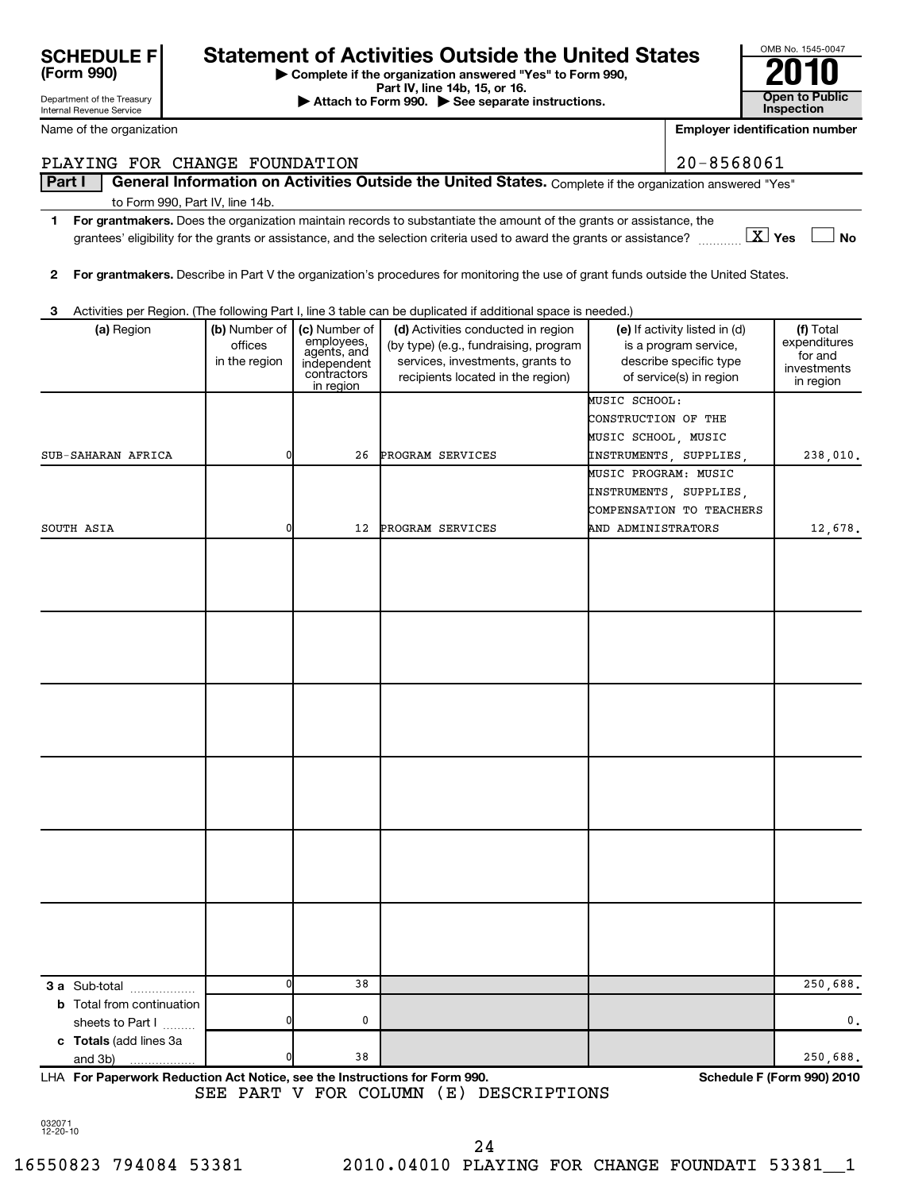**SCHEDULE F (Form 990)**

Department of the Treasury
Internal Revenue Service

# Statement of Activities Outside the United States

▶ Complete if the organization answered "Yes" to Form 990, Part IV, line 14b, 15, or 16.
▶ Attach to Form 990. ▶ See separate instructions.

OMB No. 1545-0047

**2010**

**Open to Public Inspection**

Name of the organization: PLAYING FOR CHANGE FOUNDATION

Employer identification number: 20-8568061

**Part I — General Information on Activities Outside the United States.** Complete if the organization answered "Yes" to Form 990, Part IV, line 14b.

**1 For grantmakers.** Does the organization maintain records to substantiate the amount of the grants or assistance, the grantees' eligibility for the grants or assistance, and the selection criteria used to award the grants or assistance? ☒ Yes ☐ No

**2 For grantmakers.** Describe in Part V the organization's procedures for monitoring the use of grant funds outside the United States.

**3** Activities per Region. (The following Part I, line 3 table can be duplicated if additional space is needed.)

| (a) Region | (b) Number of offices in the region | (c) Number of employees, agents, and independent contractors in region | (d) Activities conducted in region (by type) (e.g., fundraising, program services, investments, grants to recipients located in the region) | (e) If activity listed in (d) is a program service, describe specific type of service(s) in region | (f) Total expenditures for and investments in region |
|---|---|---|---|---|---|
| SUB-SAHARAN AFRICA | 0 | 26 | PROGRAM SERVICES | MUSIC SCHOOL: CONSTRUCTION OF THE MUSIC SCHOOL, MUSIC INSTRUMENTS, SUPPLIES, | 238,010. |
| SOUTH ASIA | 0 | 12 | PROGRAM SERVICES | MUSIC PROGRAM: MUSIC INSTRUMENTS, SUPPLIES, COMPENSATION TO TEACHERS AND ADMINISTRATORS | 12,678. |
| | | | | | |
| | | | | | |
| | | | | | |
| | | | | | |
| | | | | | |
| | | | | | |
| **3 a** Sub-total | 0 | 38 | | | 250,688. |
| **b** Total from continuation sheets to Part I | 0 | 0 | | | 0. |
| **c Totals** (add lines 3a and 3b) | 0 | 38 | | | 250,688. |

LHA **For Paperwork Reduction Act Notice, see the Instructions for Form 990.** **Schedule F (Form 990) 2010**

SEE PART V FOR COLUMN (E) DESCRIPTIONS

032071 12-20-10

16550823 794084 53381 2010.04010 PLAYING FOR CHANGE FOUNDATI 53381__1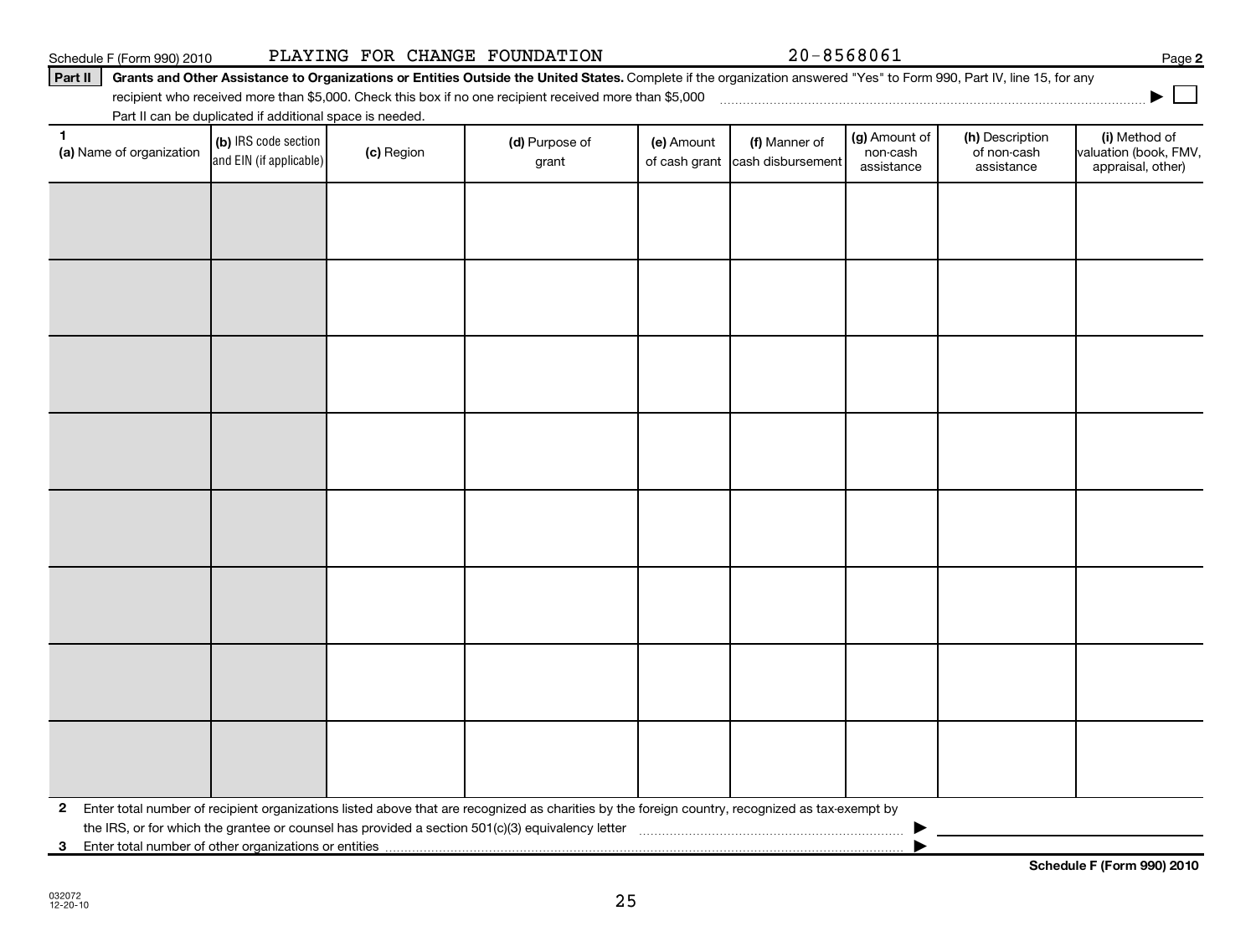Schedule F (Form 990) 2010 PLAYING FOR CHANGE FOUNDATION 20-8568061 Page **2**

**Part II** **Grants and Other Assistance to Organizations or Entities Outside the United States.** Complete if the organization answered "Yes" to Form 990, Part IV, line 15, for any recipient who received more than $5,000. Check this box if no one recipient received more than $5,000 ▶ ☐

Part II can be duplicated if additional space is needed.

| **1** **(a)** Name of organization | **(b)** IRS code section and EIN (if applicable) | **(c)** Region | **(d)** Purpose of grant | **(e)** Amount of cash grant | **(f)** Manner of cash disbursement | **(g)** Amount of non-cash assistance | **(h)** Description of non-cash assistance | **(i)** Method of valuation (book, FMV, appraisal, other) |
|---|---|---|---|---|---|---|---|---|
| | | | | | | | | |
| | | | | | | | | |
| | | | | | | | | |
| | | | | | | | | |
| | | | | | | | | |
| | | | | | | | | |
| | | | | | | | | |
| | | | | | | | | |

**2** Enter total number of recipient organizations listed above that are recognized as charities by the foreign country, recognized as tax-exempt by the IRS, or for which the grantee or counsel has provided a section 501(c)(3) equivalency letter ▶

**3** Enter total number of other organizations or entities ▶

**Schedule F (Form 990) 2010**

032072
12-20-10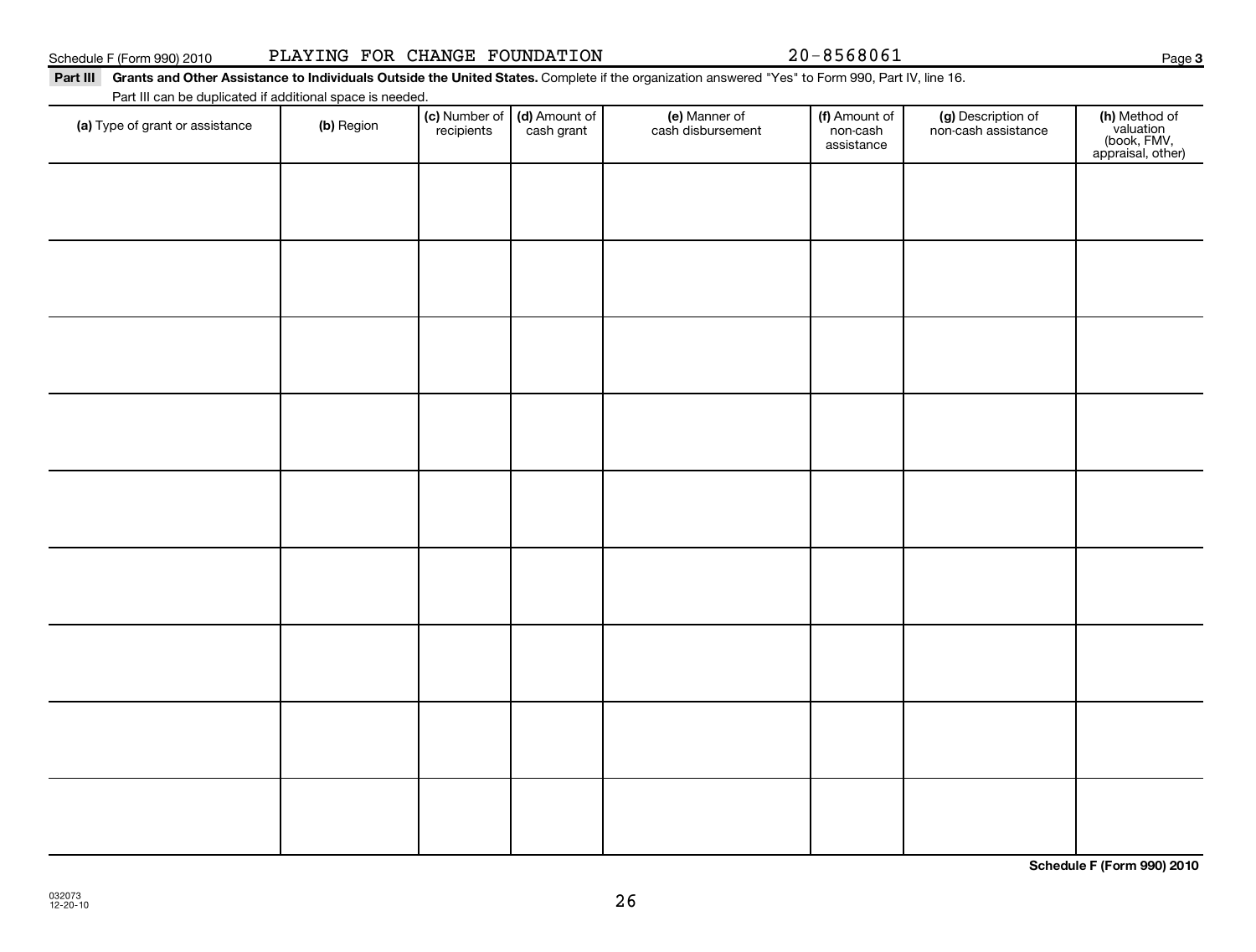Schedule F (Form 990) 2010 PLAYING FOR CHANGE FOUNDATION 20-8568061 Page **3**

**Part III** **Grants and Other Assistance to Individuals Outside the United States.** Complete if the organization answered "Yes" to Form 990, Part IV, line 16.

Part III can be duplicated if additional space is needed.

| **(a)** Type of grant or assistance | **(b)** Region | **(c)** Number of recipients | **(d)** Amount of cash grant | **(e)** Manner of cash disbursement | **(f)** Amount of non-cash assistance | **(g)** Description of non-cash assistance | **(h)** Method of valuation (book, FMV, appraisal, other) |
|---|---|---|---|---|---|---|---|
| | | | | | | | |
| | | | | | | | |
| | | | | | | | |
| | | | | | | | |
| | | | | | | | |
| | | | | | | | |
| | | | | | | | |
| | | | | | | | |
| | | | | | | | |

**Schedule F (Form 990) 2010**

032073
12-20-10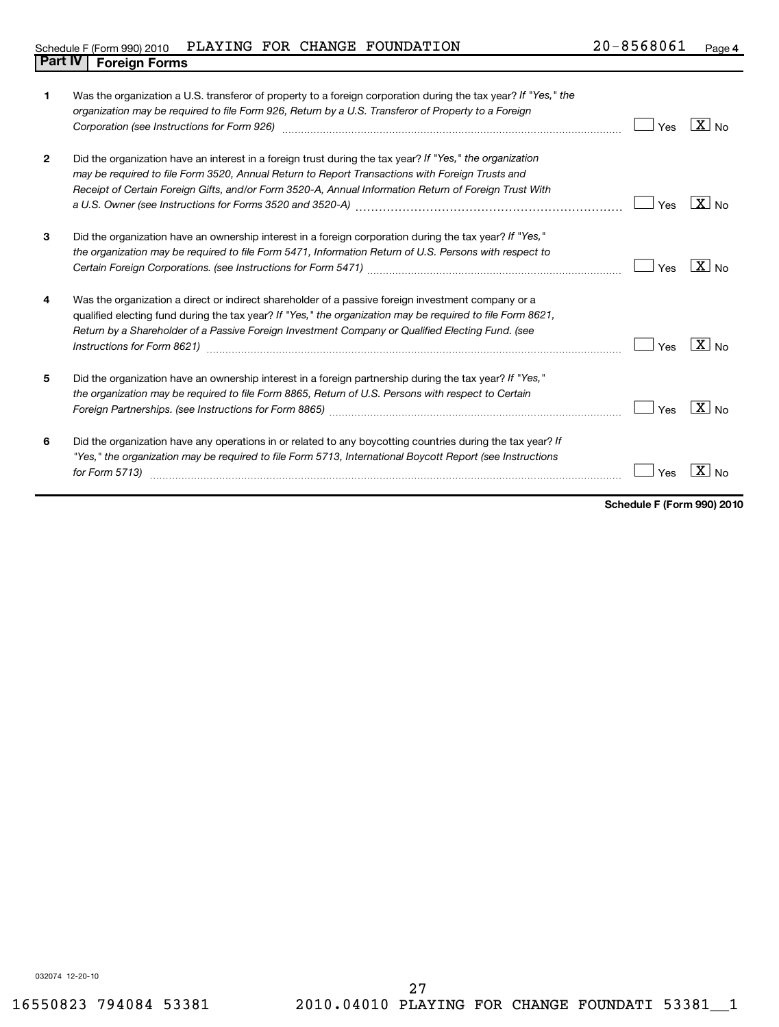Schedule F (Form 990) 2010 PLAYING FOR CHANGE FOUNDATION 20-8568061 Page 4

## Part IV Foreign Forms

| | | Yes | No |
|---|---|---|---|
| **1** | Was the organization a U.S. transferor of property to a foreign corporation during the tax year? *If "Yes," the organization may be required to file Form 926, Return by a U.S. Transferor of Property to a Foreign Corporation (see Instructions for Form 926)* | | X |
| **2** | Did the organization have an interest in a foreign trust during the tax year? *If "Yes," the organization may be required to file Form 3520, Annual Return to Report Transactions with Foreign Trusts and Receipt of Certain Foreign Gifts, and/or Form 3520-A, Annual Information Return of Foreign Trust With a U.S. Owner (see Instructions for Forms 3520 and 3520-A)* | | X |
| **3** | Did the organization have an ownership interest in a foreign corporation during the tax year? *If "Yes," the organization may be required to file Form 5471, Information Return of U.S. Persons with respect to Certain Foreign Corporations. (see Instructions for Form 5471)* | | X |
| **4** | Was the organization a direct or indirect shareholder of a passive foreign investment company or a qualified electing fund during the tax year? *If "Yes," the organization may be required to file Form 8621, Return by a Shareholder of a Passive Foreign Investment Company or Qualified Electing Fund. (see Instructions for Form 8621)* | | X |
| **5** | Did the organization have an ownership interest in a foreign partnership during the tax year? *If "Yes," the organization may be required to file Form 8865, Return of U.S. Persons with respect to Certain Foreign Partnerships. (see Instructions for Form 8865)* | | X |
| **6** | Did the organization have any operations in or related to any boycotting countries during the tax year? *If "Yes," the organization may be required to file Form 5713, International Boycott Report (see Instructions for Form 5713)* | | X |

**Schedule F (Form 990) 2010**

032074 12-20-10

16550823 794084 53381 2010.04010 PLAYING FOR CHANGE FOUNDATI 53381__1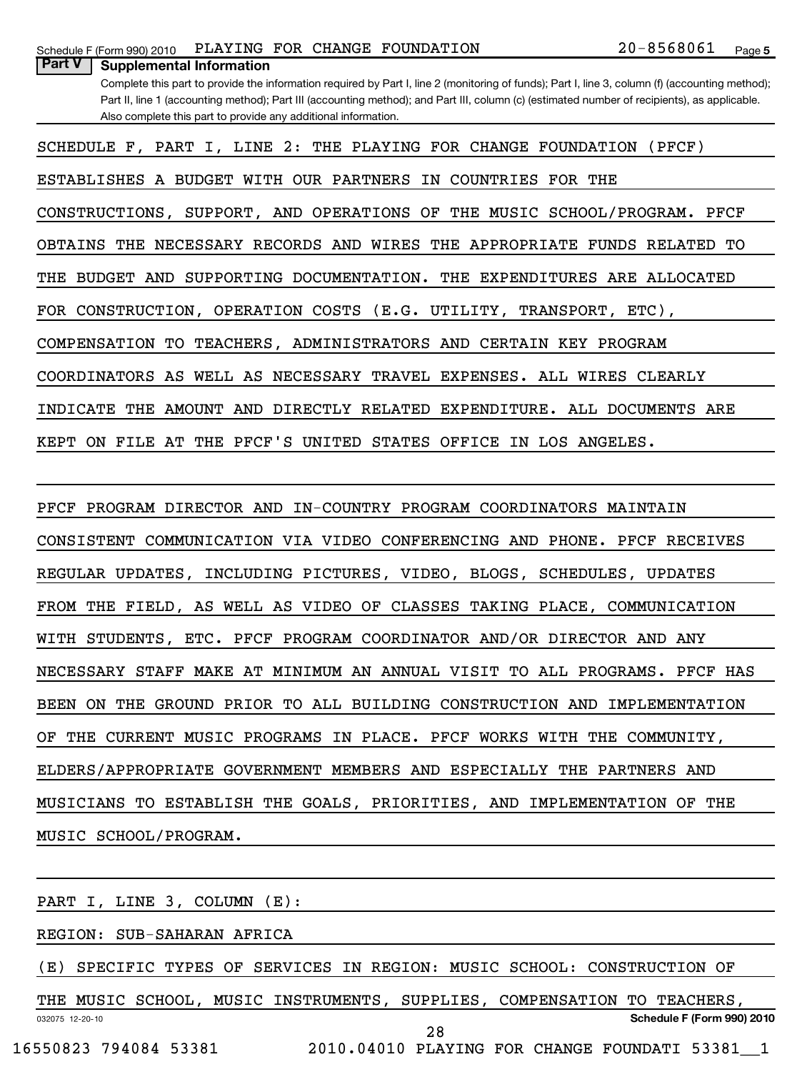## Part V Supplemental Information

Complete this part to provide the information required by Part I, line 2 (monitoring of funds); Part I, line 3, column (f) (accounting method); Part II, line 1 (accounting method); Part III (accounting method); and Part III, column (c) (estimated number of recipients), as applicable. Also complete this part to provide any additional information.

SCHEDULE F, PART I, LINE 2: THE PLAYING FOR CHANGE FOUNDATION (PFCF) ESTABLISHES A BUDGET WITH OUR PARTNERS IN COUNTRIES FOR THE CONSTRUCTIONS, SUPPORT, AND OPERATIONS OF THE MUSIC SCHOOL/PROGRAM. PFCF OBTAINS THE NECESSARY RECORDS AND WIRES THE APPROPRIATE FUNDS RELATED TO THE BUDGET AND SUPPORTING DOCUMENTATION. THE EXPENDITURES ARE ALLOCATED FOR CONSTRUCTION, OPERATION COSTS (E.G. UTILITY, TRANSPORT, ETC), COMPENSATION TO TEACHERS, ADMINISTRATORS AND CERTAIN KEY PROGRAM COORDINATORS AS WELL AS NECESSARY TRAVEL EXPENSES. ALL WIRES CLEARLY INDICATE THE AMOUNT AND DIRECTLY RELATED EXPENDITURE. ALL DOCUMENTS ARE KEPT ON FILE AT THE PFCF'S UNITED STATES OFFICE IN LOS ANGELES.

PFCF PROGRAM DIRECTOR AND IN-COUNTRY PROGRAM COORDINATORS MAINTAIN CONSISTENT COMMUNICATION VIA VIDEO CONFERENCING AND PHONE. PFCF RECEIVES REGULAR UPDATES, INCLUDING PICTURES, VIDEO, BLOGS, SCHEDULES, UPDATES FROM THE FIELD, AS WELL AS VIDEO OF CLASSES TAKING PLACE, COMMUNICATION WITH STUDENTS, ETC. PFCF PROGRAM COORDINATOR AND/OR DIRECTOR AND ANY NECESSARY STAFF MAKE AT MINIMUM AN ANNUAL VISIT TO ALL PROGRAMS. PFCF HAS BEEN ON THE GROUND PRIOR TO ALL BUILDING CONSTRUCTION AND IMPLEMENTATION OF THE CURRENT MUSIC PROGRAMS IN PLACE. PFCF WORKS WITH THE COMMUNITY, ELDERS/APPROPRIATE GOVERNMENT MEMBERS AND ESPECIALLY THE PARTNERS AND MUSICIANS TO ESTABLISH THE GOALS, PRIORITIES, AND IMPLEMENTATION OF THE MUSIC SCHOOL/PROGRAM.

PART I, LINE 3, COLUMN (E):

REGION: SUB-SAHARAN AFRICA

(E) SPECIFIC TYPES OF SERVICES IN REGION: MUSIC SCHOOL: CONSTRUCTION OF THE MUSIC SCHOOL, MUSIC INSTRUMENTS, SUPPLIES, COMPENSATION TO TEACHERS,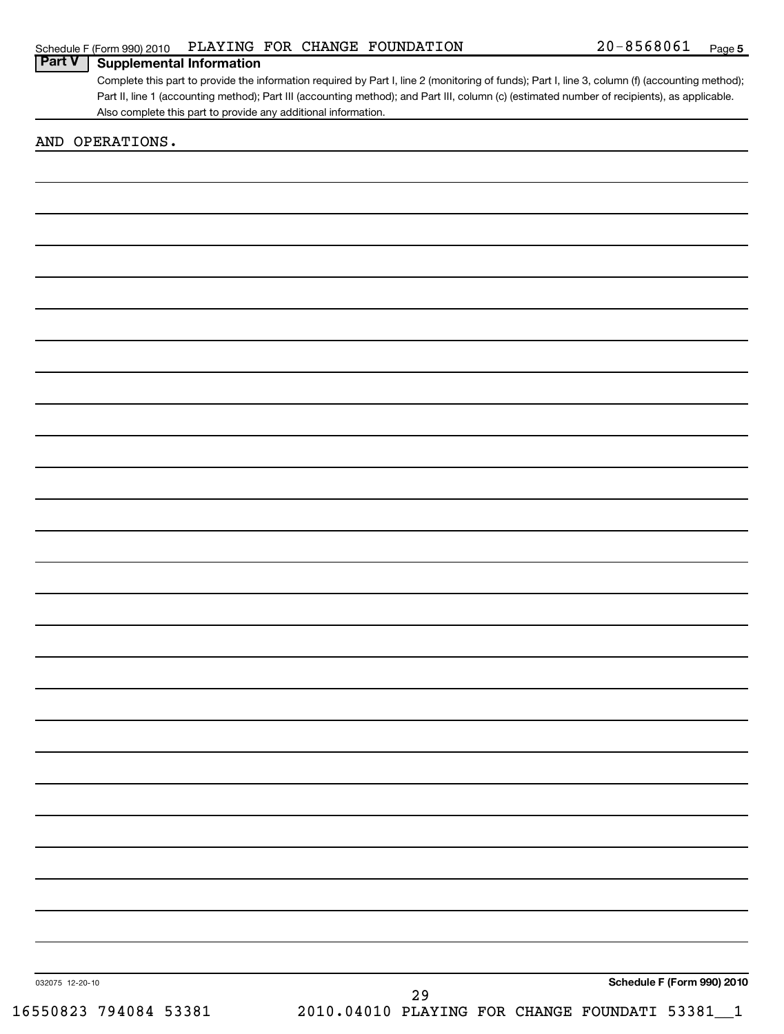Schedule F (Form 990) 2010 PLAYING FOR CHANGE FOUNDATION 20-8568061 Page 5

## Part V Supplemental Information

Complete this part to provide the information required by Part I, line 2 (monitoring of funds); Part I, line 3, column (f) (accounting method); Part II, line 1 (accounting method); Part III (accounting method); and Part III, column (c) (estimated number of recipients), as applicable. Also complete this part to provide any additional information.

AND OPERATIONS.

032075 12-20-10

**Schedule F (Form 990) 2010**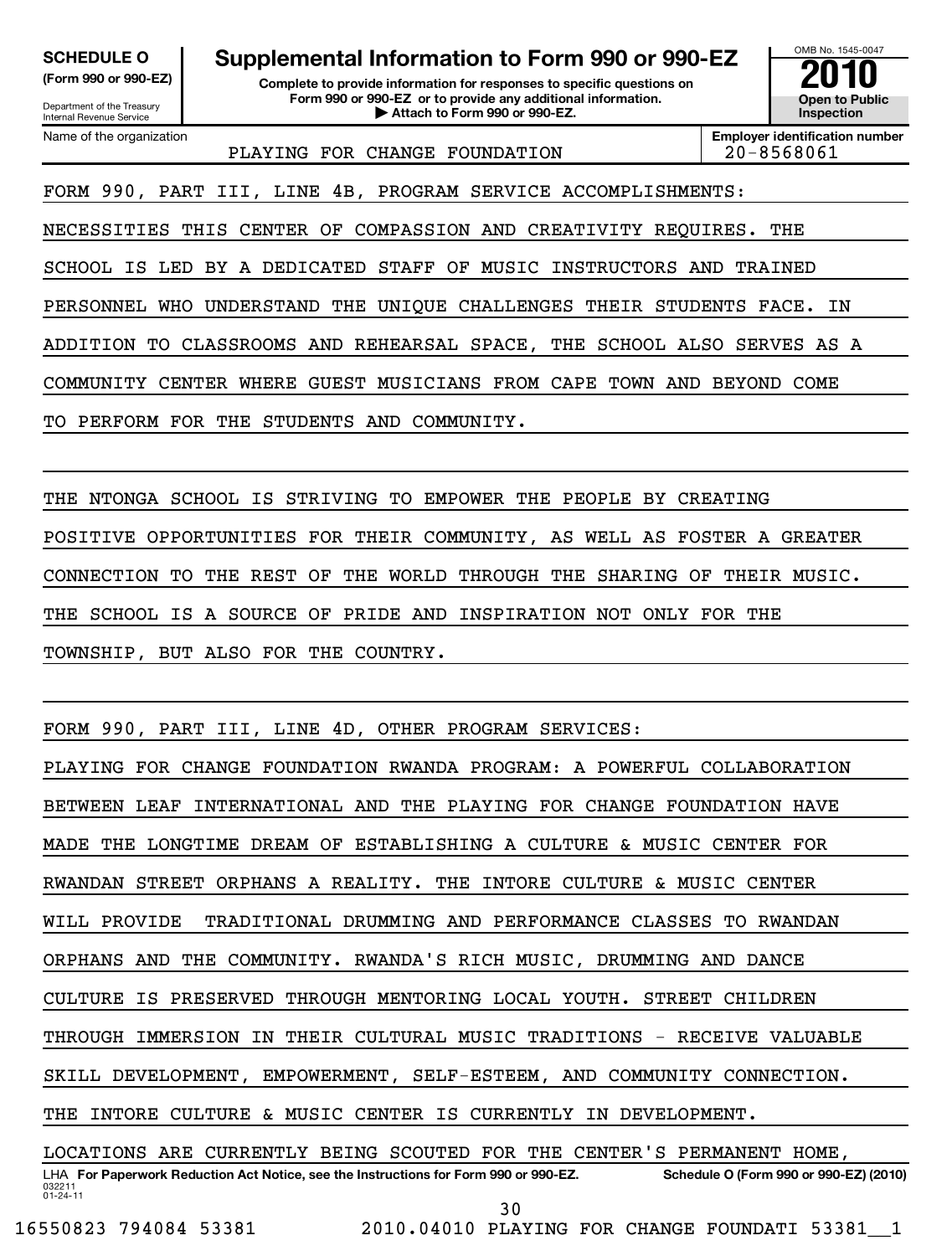**SCHEDULE O (Form 990 or 990-EZ)**

Department of the Treasury
Internal Revenue Service

# Supplemental Information to Form 990 or 990-EZ

**Complete to provide information for responses to specific questions on Form 990 or 990-EZ or to provide any additional information.**
**▶ Attach to Form 990 or 990-EZ.**

OMB No. 1545-0047

**2010**

**Open to Public Inspection**

Name of the organization: PLAYING FOR CHANGE FOUNDATION

**Employer identification number**: 20-8568061

FORM 990, PART III, LINE 4B, PROGRAM SERVICE ACCOMPLISHMENTS:

NECESSITIES THIS CENTER OF COMPASSION AND CREATIVITY REQUIRES. THE SCHOOL IS LED BY A DEDICATED STAFF OF MUSIC INSTRUCTORS AND TRAINED PERSONNEL WHO UNDERSTAND THE UNIQUE CHALLENGES THEIR STUDENTS FACE. IN ADDITION TO CLASSROOMS AND REHEARSAL SPACE, THE SCHOOL ALSO SERVES AS A COMMUNITY CENTER WHERE GUEST MUSICIANS FROM CAPE TOWN AND BEYOND COME TO PERFORM FOR THE STUDENTS AND COMMUNITY.

THE NTONGA SCHOOL IS STRIVING TO EMPOWER THE PEOPLE BY CREATING POSITIVE OPPORTUNITIES FOR THEIR COMMUNITY, AS WELL AS FOSTER A GREATER CONNECTION TO THE REST OF THE WORLD THROUGH THE SHARING OF THEIR MUSIC. THE SCHOOL IS A SOURCE OF PRIDE AND INSPIRATION NOT ONLY FOR THE TOWNSHIP, BUT ALSO FOR THE COUNTRY.

FORM 990, PART III, LINE 4D, OTHER PROGRAM SERVICES:

PLAYING FOR CHANGE FOUNDATION RWANDA PROGRAM: A POWERFUL COLLABORATION BETWEEN LEAF INTERNATIONAL AND THE PLAYING FOR CHANGE FOUNDATION HAVE MADE THE LONGTIME DREAM OF ESTABLISHING A CULTURE & MUSIC CENTER FOR RWANDAN STREET ORPHANS A REALITY. THE INTORE CULTURE & MUSIC CENTER WILL PROVIDE TRADITIONAL DRUMMING AND PERFORMANCE CLASSES TO RWANDAN ORPHANS AND THE COMMUNITY. RWANDA'S RICH MUSIC, DRUMMING AND DANCE CULTURE IS PRESERVED THROUGH MENTORING LOCAL YOUTH. STREET CHILDREN THROUGH IMMERSION IN THEIR CULTURAL MUSIC TRADITIONS - RECEIVE VALUABLE SKILL DEVELOPMENT, EMPOWERMENT, SELF-ESTEEM, AND COMMUNITY CONNECTION. THE INTORE CULTURE & MUSIC CENTER IS CURRENTLY IN DEVELOPMENT. LOCATIONS ARE CURRENTLY BEING SCOUTED FOR THE CENTER'S PERMANENT HOME,

LHA **For Paperwork Reduction Act Notice, see the Instructions for Form 990 or 990-EZ.** **Schedule O (Form 990 or 990-EZ) (2010)**

032211
01-24-11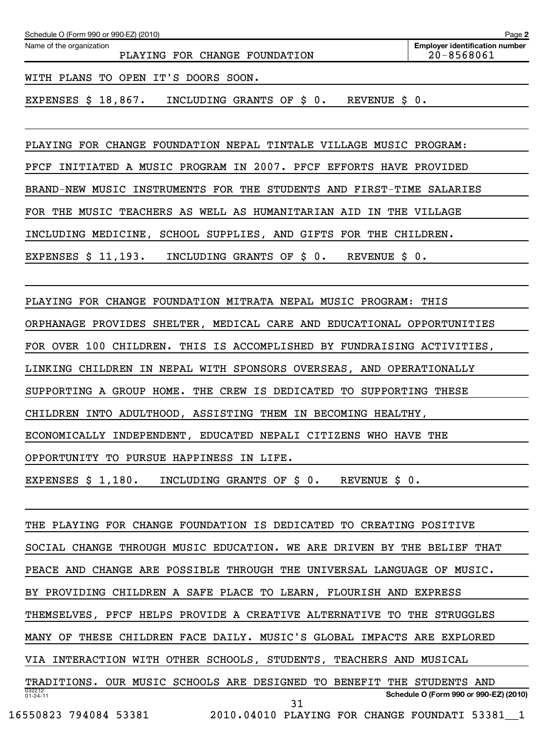Schedule O (Form 990 or 990-EZ) (2010) Page **2**

| Name of the organization | Employer identification number |
| --- | --- |
| PLAYING FOR CHANGE FOUNDATION | 20-8568061 |

WITH PLANS TO OPEN IT'S DOORS SOON.

EXPENSES $ 18,867. INCLUDING GRANTS OF $ 0. REVENUE $ 0.

PLAYING FOR CHANGE FOUNDATION NEPAL TINTALE VILLAGE MUSIC PROGRAM: PFCF INITIATED A MUSIC PROGRAM IN 2007. PFCF EFFORTS HAVE PROVIDED BRAND-NEW MUSIC INSTRUMENTS FOR THE STUDENTS AND FIRST-TIME SALARIES FOR THE MUSIC TEACHERS AS WELL AS HUMANITARIAN AID IN THE VILLAGE INCLUDING MEDICINE, SCHOOL SUPPLIES, AND GIFTS FOR THE CHILDREN.

EXPENSES $ 11,193. INCLUDING GRANTS OF $ 0. REVENUE $ 0.

PLAYING FOR CHANGE FOUNDATION MITRATA NEPAL MUSIC PROGRAM: THIS ORPHANAGE PROVIDES SHELTER, MEDICAL CARE AND EDUCATIONAL OPPORTUNITIES FOR OVER 100 CHILDREN. THIS IS ACCOMPLISHED BY FUNDRAISING ACTIVITIES, LINKING CHILDREN IN NEPAL WITH SPONSORS OVERSEAS, AND OPERATIONALLY SUPPORTING A GROUP HOME. THE CREW IS DEDICATED TO SUPPORTING THESE CHILDREN INTO ADULTHOOD, ASSISTING THEM IN BECOMING HEALTHY, ECONOMICALLY INDEPENDENT, EDUCATED NEPALI CITIZENS WHO HAVE THE OPPORTUNITY TO PURSUE HAPPINESS IN LIFE.

EXPENSES $ 1,180. INCLUDING GRANTS OF $ 0. REVENUE $ 0.

THE PLAYING FOR CHANGE FOUNDATION IS DEDICATED TO CREATING POSITIVE SOCIAL CHANGE THROUGH MUSIC EDUCATION. WE ARE DRIVEN BY THE BELIEF THAT PEACE AND CHANGE ARE POSSIBLE THROUGH THE UNIVERSAL LANGUAGE OF MUSIC. BY PROVIDING CHILDREN A SAFE PLACE TO LEARN, FLOURISH AND EXPRESS THEMSELVES, PFCF HELPS PROVIDE A CREATIVE ALTERNATIVE TO THE STRUGGLES MANY OF THESE CHILDREN FACE DAILY. MUSIC'S GLOBAL IMPACTS ARE EXPLORED VIA INTERACTION WITH OTHER SCHOOLS, STUDENTS, TEACHERS AND MUSICAL TRADITIONS. OUR MUSIC SCHOOLS ARE DESIGNED TO BENEFIT THE STUDENTS AND

032212 01-24-11 Schedule O (Form 990 or 990-EZ) (2010)

16550823 794084 53381 2010.04010 PLAYING FOR CHANGE FOUNDATI 53381__1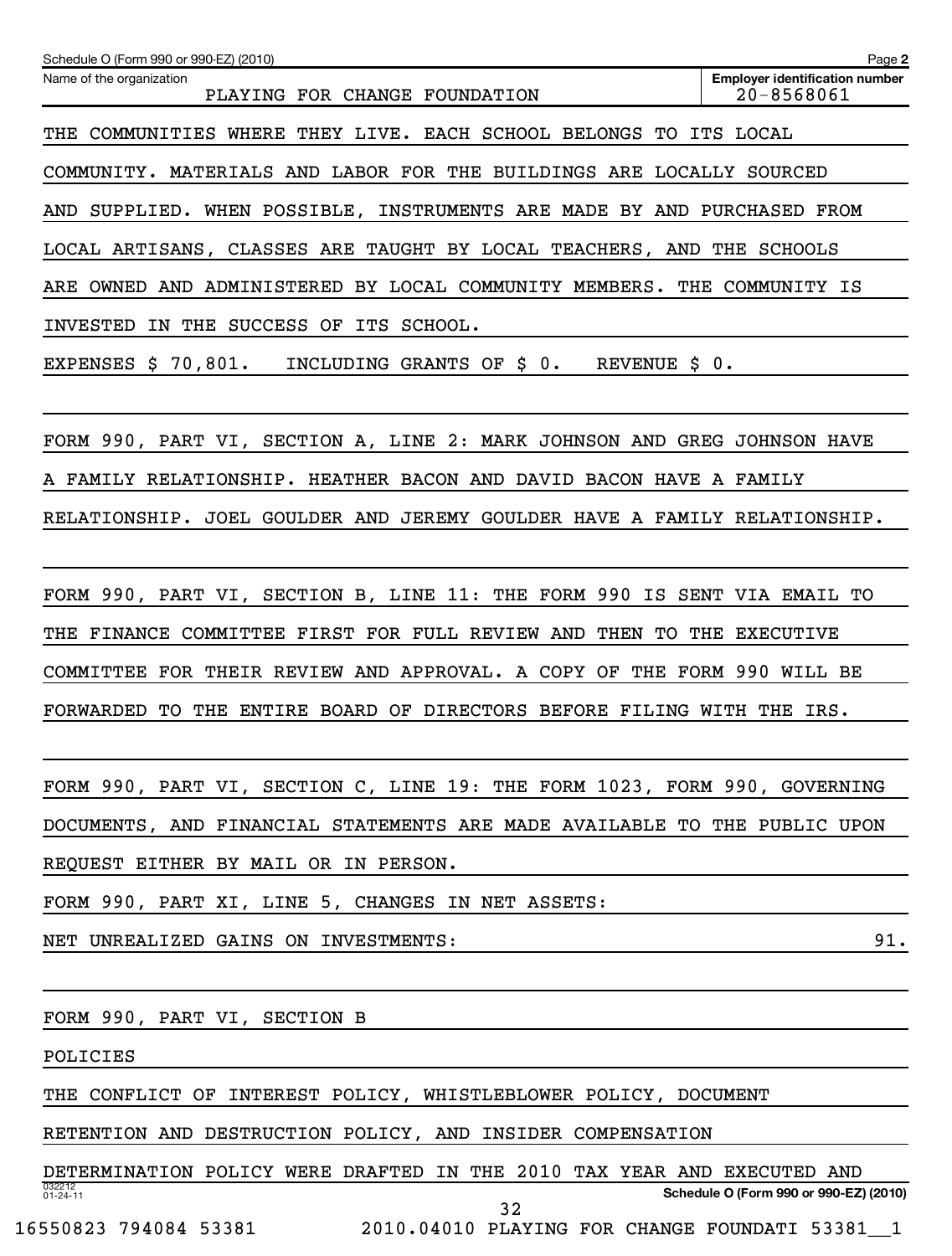Schedule O (Form 990 or 990-EZ) (2010)

Name of the organization: PLAYING FOR CHANGE FOUNDATION

Employer identification number: 20-8568061

THE COMMUNITIES WHERE THEY LIVE. EACH SCHOOL BELONGS TO ITS LOCAL COMMUNITY. MATERIALS AND LABOR FOR THE BUILDINGS ARE LOCALLY SOURCED AND SUPPLIED. WHEN POSSIBLE, INSTRUMENTS ARE MADE BY AND PURCHASED FROM LOCAL ARTISANS, CLASSES ARE TAUGHT BY LOCAL TEACHERS, AND THE SCHOOLS ARE OWNED AND ADMINISTERED BY LOCAL COMMUNITY MEMBERS. THE COMMUNITY IS INVESTED IN THE SUCCESS OF ITS SCHOOL.

EXPENSES $ 70,801. INCLUDING GRANTS OF $ 0. REVENUE $ 0.

FORM 990, PART VI, SECTION A, LINE 2: MARK JOHNSON AND GREG JOHNSON HAVE A FAMILY RELATIONSHIP. HEATHER BACON AND DAVID BACON HAVE A FAMILY RELATIONSHIP. JOEL GOULDER AND JEREMY GOULDER HAVE A FAMILY RELATIONSHIP.

FORM 990, PART VI, SECTION B, LINE 11: THE FORM 990 IS SENT VIA EMAIL TO THE FINANCE COMMITTEE FIRST FOR FULL REVIEW AND THEN TO THE EXECUTIVE COMMITTEE FOR THEIR REVIEW AND APPROVAL. A COPY OF THE FORM 990 WILL BE FORWARDED TO THE ENTIRE BOARD OF DIRECTORS BEFORE FILING WITH THE IRS.

FORM 990, PART VI, SECTION C, LINE 19: THE FORM 1023, FORM 990, GOVERNING DOCUMENTS, AND FINANCIAL STATEMENTS ARE MADE AVAILABLE TO THE PUBLIC UPON REQUEST EITHER BY MAIL OR IN PERSON.

FORM 990, PART XI, LINE 5, CHANGES IN NET ASSETS:

NET UNREALIZED GAINS ON INVESTMENTS: 91.

FORM 990, PART VI, SECTION B

POLICIES

THE CONFLICT OF INTEREST POLICY, WHISTLEBLOWER POLICY, DOCUMENT RETENTION AND DESTRUCTION POLICY, AND INSIDER COMPENSATION DETERMINATION POLICY WERE DRAFTED IN THE 2010 TAX YEAR AND EXECUTED AND

Schedule O (Form 990 or 990-EZ) (2010)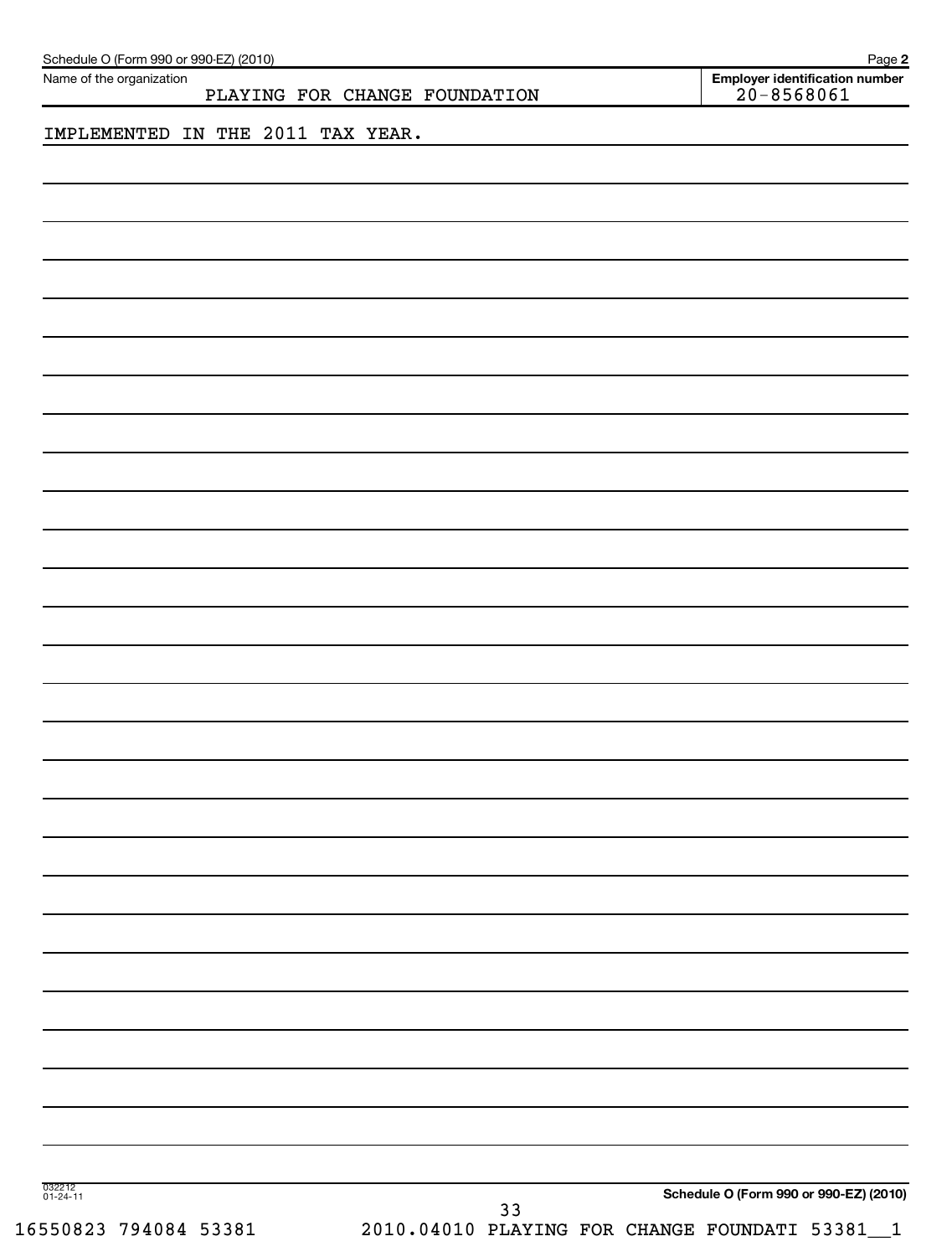Schedule O (Form 990 or 990-EZ) (2010)

Name of the organization: PLAYING FOR CHANGE FOUNDATION

**Employer identification number** 20-8568061

IMPLEMENTED IN THE 2011 TAX YEAR.

**Schedule O (Form 990 or 990-EZ) (2010)**